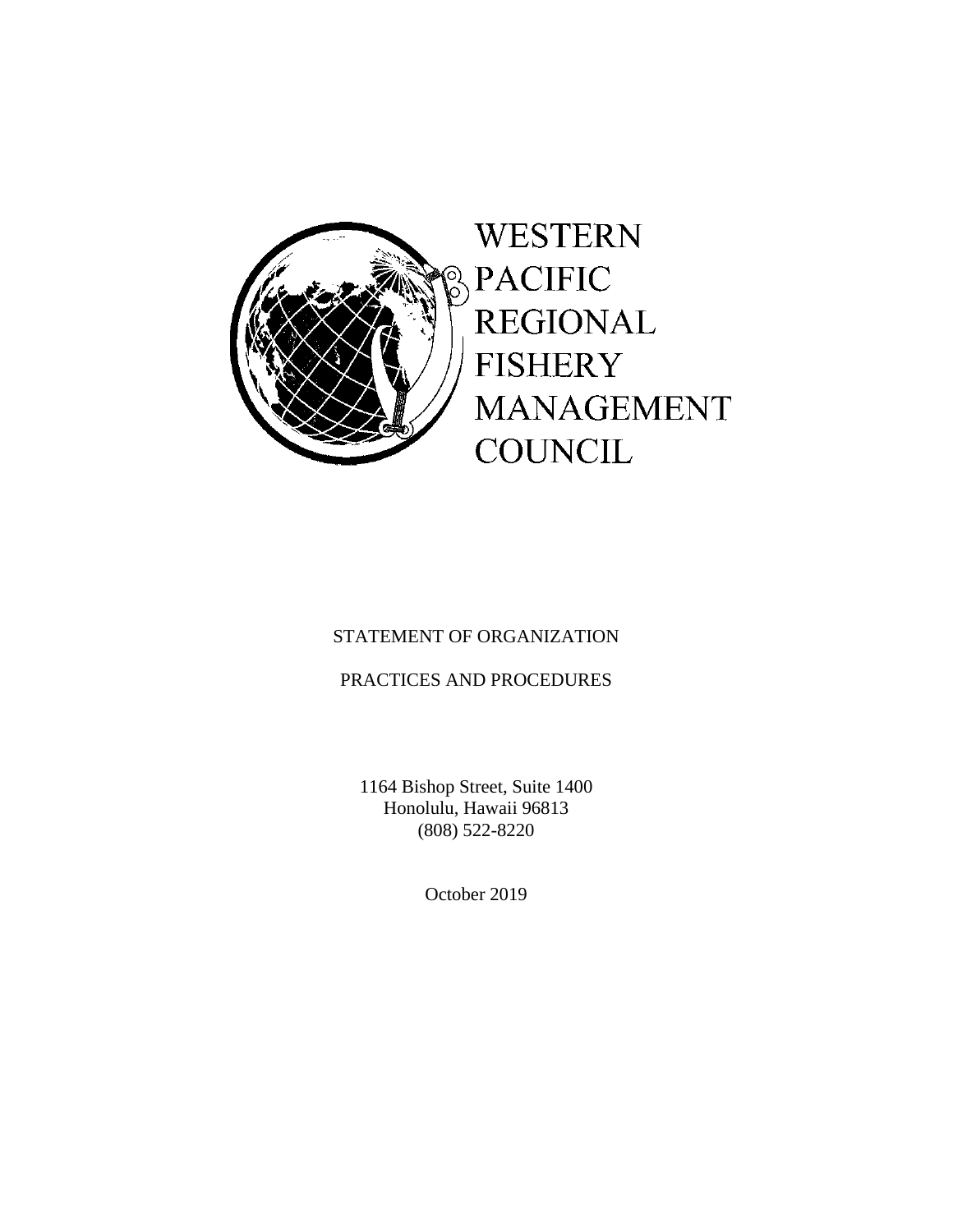WESTERN
PACIFIC
REGIONAL
FISHERY
MANAGEMENT
COUNCIL

STATEMENT OF ORGANIZATION

PRACTICES AND PROCEDURES

1164 Bishop Street, Suite 1400
Honolulu, Hawaii 96813
(808) 522-8220

October 2019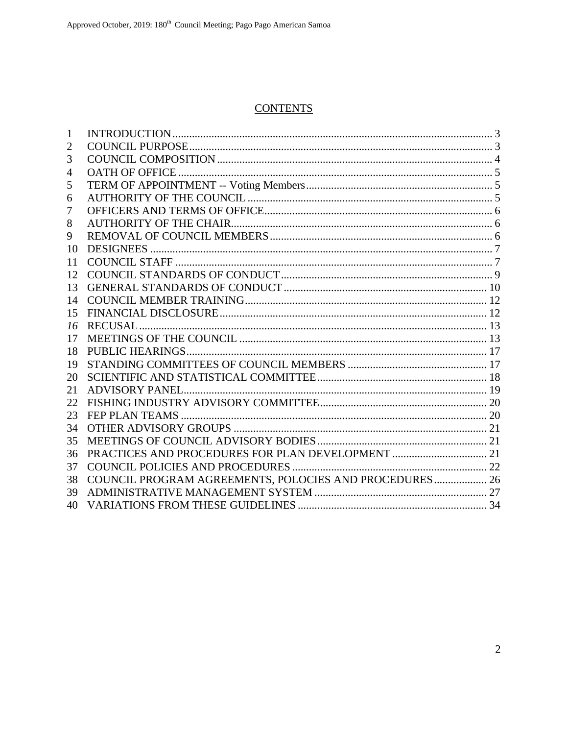# CONTENTS

| | | |
|---|---|---|
| 1 | INTRODUCTION | 3 |
| 2 | COUNCIL PURPOSE | 3 |
| 3 | COUNCIL COMPOSITION | 4 |
| 4 | OATH OF OFFICE | 5 |
| 5 | TERM OF APPOINTMENT -- Voting Members | 5 |
| 6 | AUTHORITY OF THE COUNCIL | 5 |
| 7 | OFFICERS AND TERMS OF OFFICE | 6 |
| 8 | AUTHORITY OF THE CHAIR | 6 |
| 9 | REMOVAL OF COUNCIL MEMBERS | 6 |
| 10 | DESIGNEES | 7 |
| 11 | COUNCIL STAFF | 7 |
| 12 | COUNCIL STANDARDS OF CONDUCT | 9 |
| 13 | GENERAL STANDARDS OF CONDUCT | 10 |
| 14 | COUNCIL MEMBER TRAINING | 12 |
| 15 | FINANCIAL DISCLOSURE | 12 |
| *16* | RECUSAL | 13 |
| 17 | MEETINGS OF THE COUNCIL | 13 |
| 18 | PUBLIC HEARINGS | 17 |
| 19 | STANDING COMMITTEES OF COUNCIL MEMBERS | 17 |
| 20 | SCIENTIFIC AND STATISTICAL COMMITTEE | 18 |
| 21 | ADVISORY PANEL | 19 |
| 22 | FISHING INDUSTRY ADVISORY COMMITTEE | 20 |
| 23 | FEP PLAN TEAMS | 20 |
| 34 | OTHER ADVISORY GROUPS | 21 |
| 35 | MEETINGS OF COUNCIL ADVISORY BODIES | 21 |
| 36 | PRACTICES AND PROCEDURES FOR PLAN DEVELOPMENT | 21 |
| 37 | COUNCIL POLICIES AND PROCEDURES | 22 |
| 38 | COUNCIL PROGRAM AGREEMENTS, POLOCIES AND PROCEDURES | 26 |
| 39 | ADMINISTRATIVE MANAGEMENT SYSTEM | 27 |
| 40 | VARIATIONS FROM THESE GUIDELINES | 34 |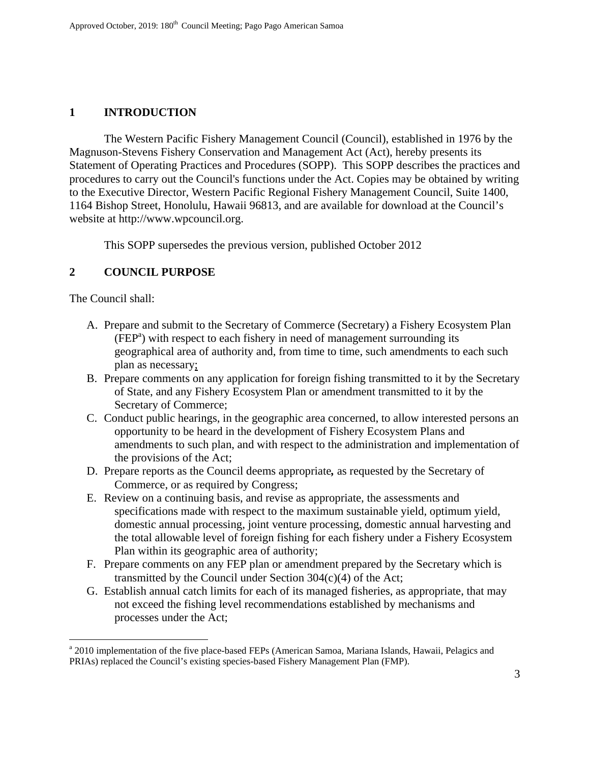## 1 INTRODUCTION

The Western Pacific Fishery Management Council (Council), established in 1976 by the Magnuson-Stevens Fishery Conservation and Management Act (Act), hereby presents its Statement of Operating Practices and Procedures (SOPP). This SOPP describes the practices and procedures to carry out the Council's functions under the Act. Copies may be obtained by writing to the Executive Director, Western Pacific Regional Fishery Management Council, Suite 1400, 1164 Bishop Street, Honolulu, Hawaii 96813, and are available for download at the Council's website at http://www.wpcouncil.org.

This SOPP supersedes the previous version, published October 2012

## 2 COUNCIL PURPOSE

The Council shall:

A. Prepare and submit to the Secretary of Commerce (Secretary) a Fishery Ecosystem Plan (FEP[a]) with respect to each fishery in need of management surrounding its geographical area of authority and, from time to time, such amendments to each such plan as necessary;
B. Prepare comments on any application for foreign fishing transmitted to it by the Secretary of State, and any Fishery Ecosystem Plan or amendment transmitted to it by the Secretary of Commerce;
C. Conduct public hearings, in the geographic area concerned, to allow interested persons an opportunity to be heard in the development of Fishery Ecosystem Plans and amendments to such plan, and with respect to the administration and implementation of the provisions of the Act;
D. Prepare reports as the Council deems appropriate**,** as requested by the Secretary of Commerce, or as required by Congress;
E. Review on a continuing basis, and revise as appropriate, the assessments and specifications made with respect to the maximum sustainable yield, optimum yield, domestic annual processing, joint venture processing, domestic annual harvesting and the total allowable level of foreign fishing for each fishery under a Fishery Ecosystem Plan within its geographic area of authority;
F. Prepare comments on any FEP plan or amendment prepared by the Secretary which is transmitted by the Council under Section 304(c)(4) of the Act;
G. Establish annual catch limits for each of its managed fisheries, as appropriate, that may not exceed the fishing level recommendations established by mechanisms and processes under the Act;

[a] 2010 implementation of the five place-based FEPs (American Samoa, Mariana Islands, Hawaii, Pelagics and PRIAs) replaced the Council's existing species-based Fishery Management Plan (FMP).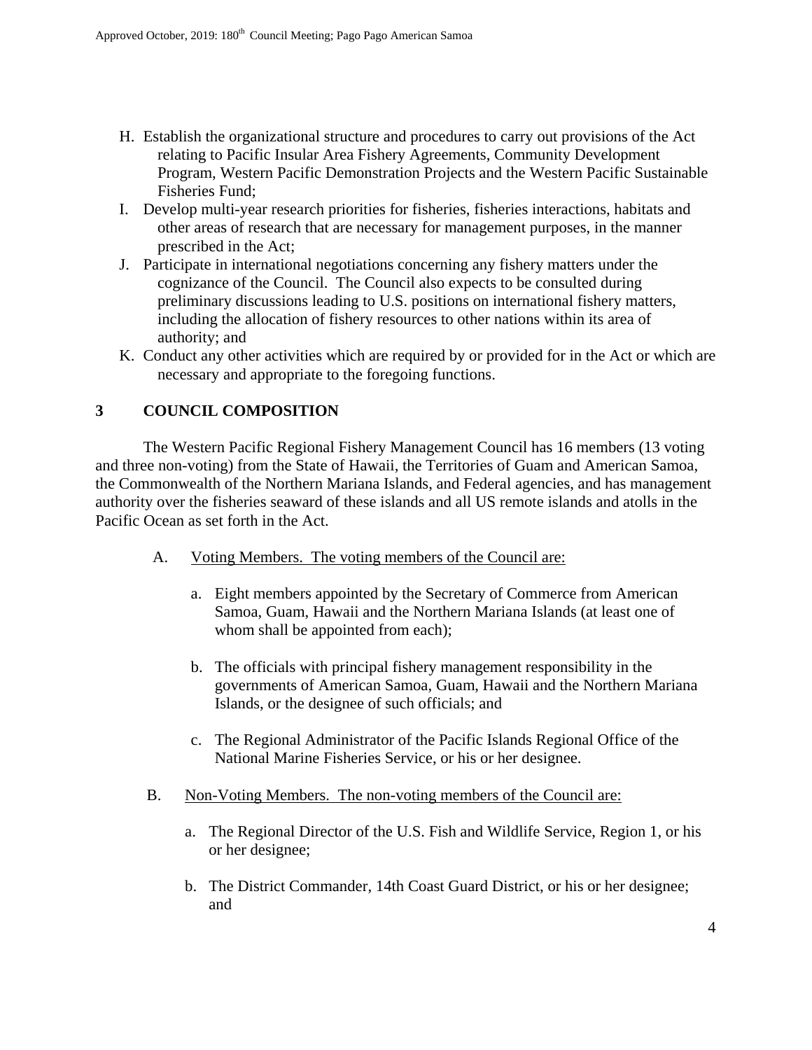H. Establish the organizational structure and procedures to carry out provisions of the Act relating to Pacific Insular Area Fishery Agreements, Community Development Program, Western Pacific Demonstration Projects and the Western Pacific Sustainable Fisheries Fund;

I. Develop multi-year research priorities for fisheries, fisheries interactions, habitats and other areas of research that are necessary for management purposes, in the manner prescribed in the Act;

J. Participate in international negotiations concerning any fishery matters under the cognizance of the Council. The Council also expects to be consulted during preliminary discussions leading to U.S. positions on international fishery matters, including the allocation of fishery resources to other nations within its area of authority; and

K. Conduct any other activities which are required by or provided for in the Act or which are necessary and appropriate to the foregoing functions.

## 3 COUNCIL COMPOSITION

The Western Pacific Regional Fishery Management Council has 16 members (13 voting and three non-voting) from the State of Hawaii, the Territories of Guam and American Samoa, the Commonwealth of the Northern Mariana Islands, and Federal agencies, and has management authority over the fisheries seaward of these islands and all US remote islands and atolls in the Pacific Ocean as set forth in the Act.

A. Voting Members. The voting members of the Council are:

a. Eight members appointed by the Secretary of Commerce from American Samoa, Guam, Hawaii and the Northern Mariana Islands (at least one of whom shall be appointed from each);

b. The officials with principal fishery management responsibility in the governments of American Samoa, Guam, Hawaii and the Northern Mariana Islands, or the designee of such officials; and

c. The Regional Administrator of the Pacific Islands Regional Office of the National Marine Fisheries Service, or his or her designee.

B. Non-Voting Members. The non-voting members of the Council are:

a. The Regional Director of the U.S. Fish and Wildlife Service, Region 1, or his or her designee;

b. The District Commander, 14th Coast Guard District, or his or her designee; and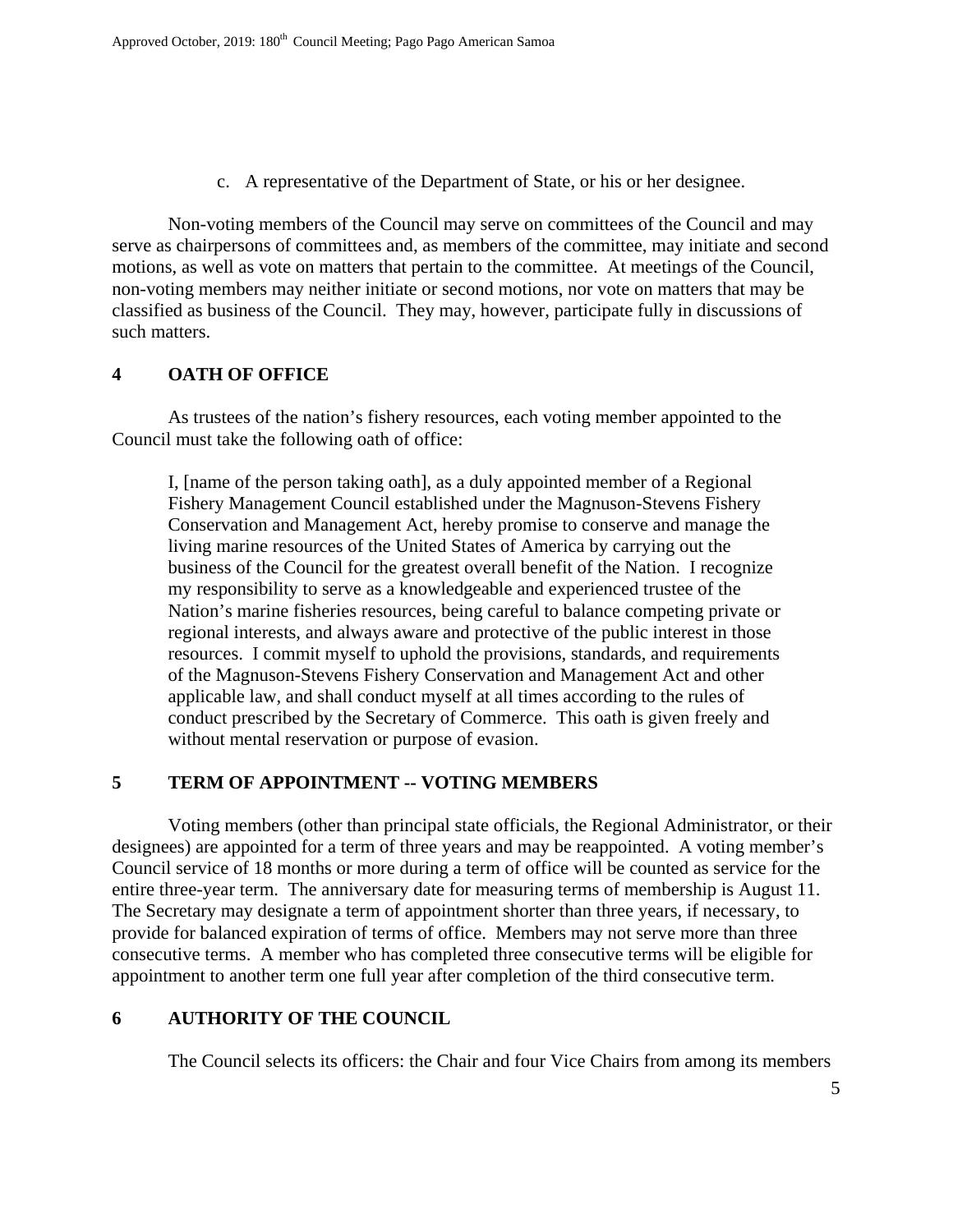c. A representative of the Department of State, or his or her designee.

Non-voting members of the Council may serve on committees of the Council and may serve as chairpersons of committees and, as members of the committee, may initiate and second motions, as well as vote on matters that pertain to the committee. At meetings of the Council, non-voting members may neither initiate or second motions, nor vote on matters that may be classified as business of the Council. They may, however, participate fully in discussions of such matters.

## 4 OATH OF OFFICE

As trustees of the nation's fishery resources, each voting member appointed to the Council must take the following oath of office:

> I, [name of the person taking oath], as a duly appointed member of a Regional Fishery Management Council established under the Magnuson-Stevens Fishery Conservation and Management Act, hereby promise to conserve and manage the living marine resources of the United States of America by carrying out the business of the Council for the greatest overall benefit of the Nation. I recognize my responsibility to serve as a knowledgeable and experienced trustee of the Nation's marine fisheries resources, being careful to balance competing private or regional interests, and always aware and protective of the public interest in those resources. I commit myself to uphold the provisions, standards, and requirements of the Magnuson-Stevens Fishery Conservation and Management Act and other applicable law, and shall conduct myself at all times according to the rules of conduct prescribed by the Secretary of Commerce. This oath is given freely and without mental reservation or purpose of evasion.

## 5 TERM OF APPOINTMENT -- VOTING MEMBERS

Voting members (other than principal state officials, the Regional Administrator, or their designees) are appointed for a term of three years and may be reappointed. A voting member's Council service of 18 months or more during a term of office will be counted as service for the entire three-year term. The anniversary date for measuring terms of membership is August 11. The Secretary may designate a term of appointment shorter than three years, if necessary, to provide for balanced expiration of terms of office. Members may not serve more than three consecutive terms. A member who has completed three consecutive terms will be eligible for appointment to another term one full year after completion of the third consecutive term.

## 6 AUTHORITY OF THE COUNCIL

The Council selects its officers: the Chair and four Vice Chairs from among its members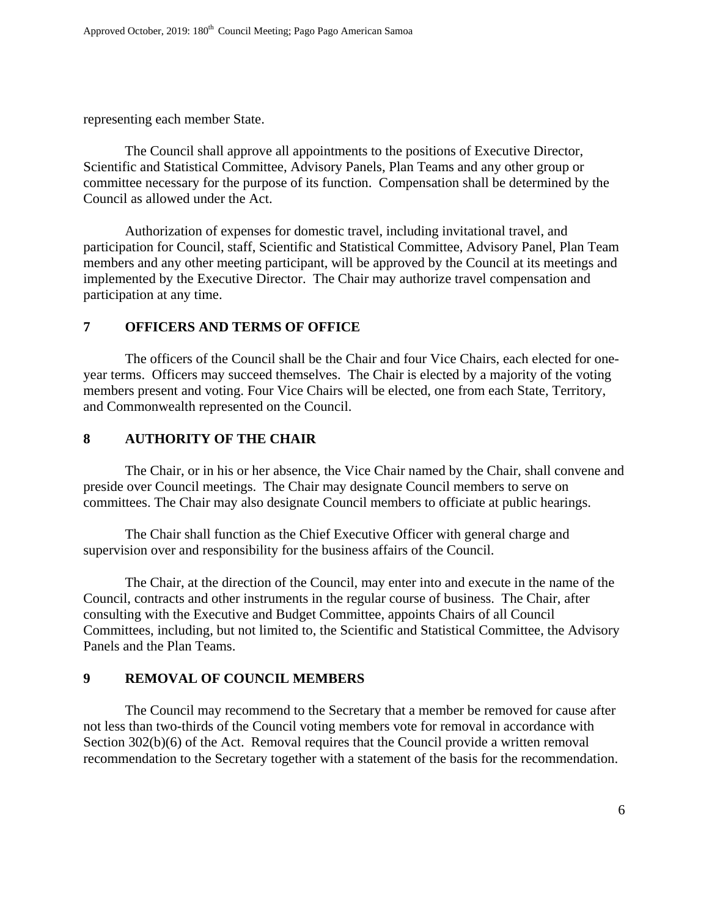representing each member State.

The Council shall approve all appointments to the positions of Executive Director, Scientific and Statistical Committee, Advisory Panels, Plan Teams and any other group or committee necessary for the purpose of its function. Compensation shall be determined by the Council as allowed under the Act.

Authorization of expenses for domestic travel, including invitational travel, and participation for Council, staff, Scientific and Statistical Committee, Advisory Panel, Plan Team members and any other meeting participant, will be approved by the Council at its meetings and implemented by the Executive Director. The Chair may authorize travel compensation and participation at any time.

## 7 OFFICERS AND TERMS OF OFFICE

The officers of the Council shall be the Chair and four Vice Chairs, each elected for one-year terms. Officers may succeed themselves. The Chair is elected by a majority of the voting members present and voting. Four Vice Chairs will be elected, one from each State, Territory, and Commonwealth represented on the Council.

## 8 AUTHORITY OF THE CHAIR

The Chair, or in his or her absence, the Vice Chair named by the Chair, shall convene and preside over Council meetings. The Chair may designate Council members to serve on committees. The Chair may also designate Council members to officiate at public hearings.

The Chair shall function as the Chief Executive Officer with general charge and supervision over and responsibility for the business affairs of the Council.

The Chair, at the direction of the Council, may enter into and execute in the name of the Council, contracts and other instruments in the regular course of business. The Chair, after consulting with the Executive and Budget Committee, appoints Chairs of all Council Committees, including, but not limited to, the Scientific and Statistical Committee, the Advisory Panels and the Plan Teams.

## 9 REMOVAL OF COUNCIL MEMBERS

The Council may recommend to the Secretary that a member be removed for cause after not less than two-thirds of the Council voting members vote for removal in accordance with Section 302(b)(6) of the Act. Removal requires that the Council provide a written removal recommendation to the Secretary together with a statement of the basis for the recommendation.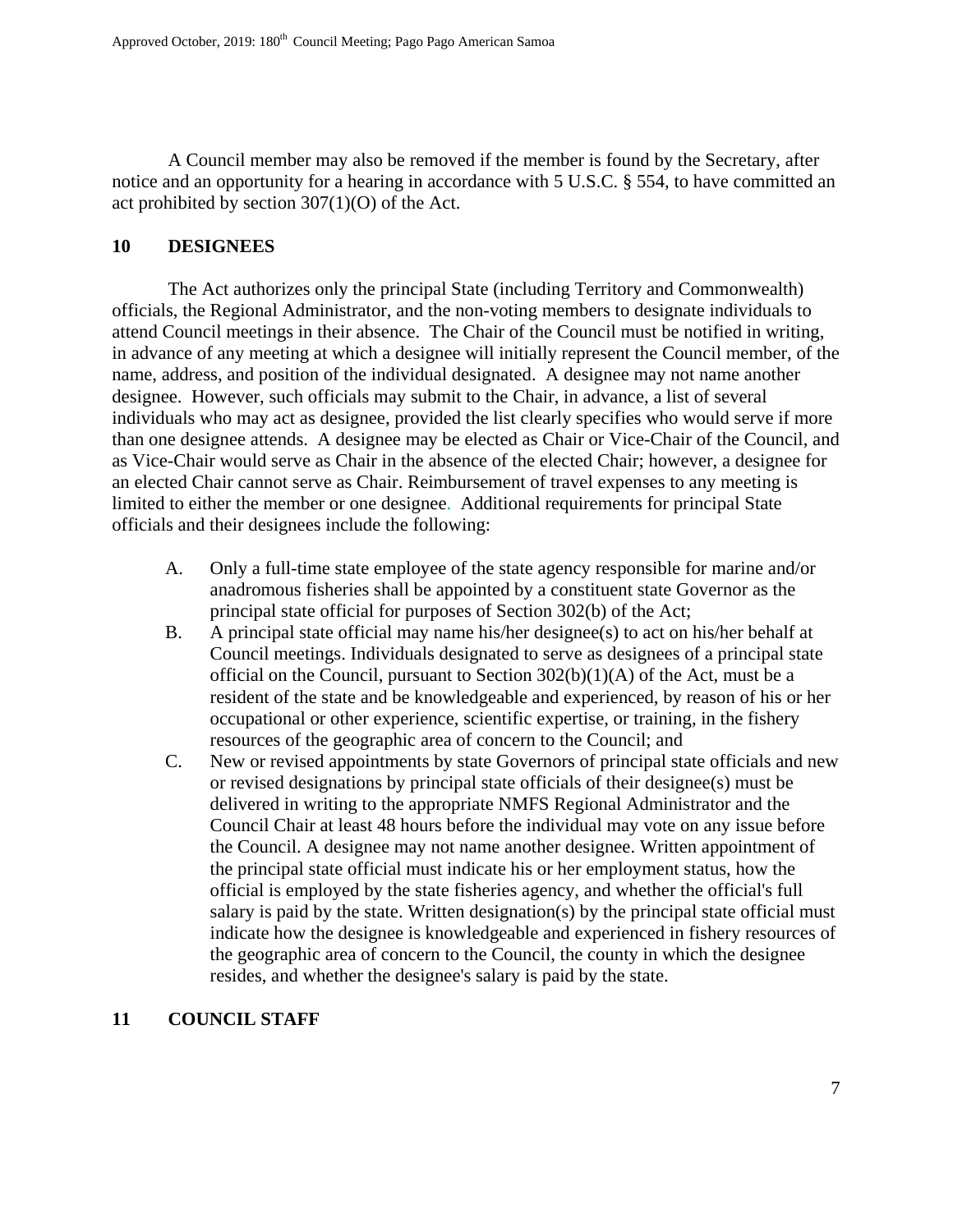A Council member may also be removed if the member is found by the Secretary, after notice and an opportunity for a hearing in accordance with 5 U.S.C. § 554, to have committed an act prohibited by section 307(1)(O) of the Act.

## 10 DESIGNEES

The Act authorizes only the principal State (including Territory and Commonwealth) officials, the Regional Administrator, and the non-voting members to designate individuals to attend Council meetings in their absence. The Chair of the Council must be notified in writing, in advance of any meeting at which a designee will initially represent the Council member, of the name, address, and position of the individual designated. A designee may not name another designee. However, such officials may submit to the Chair, in advance, a list of several individuals who may act as designee, provided the list clearly specifies who would serve if more than one designee attends. A designee may be elected as Chair or Vice-Chair of the Council, and as Vice-Chair would serve as Chair in the absence of the elected Chair; however, a designee for an elected Chair cannot serve as Chair. Reimbursement of travel expenses to any meeting is limited to either the member or one designee. Additional requirements for principal State officials and their designees include the following:

A. Only a full-time state employee of the state agency responsible for marine and/or anadromous fisheries shall be appointed by a constituent state Governor as the principal state official for purposes of Section 302(b) of the Act;

B. A principal state official may name his/her designee(s) to act on his/her behalf at Council meetings. Individuals designated to serve as designees of a principal state official on the Council, pursuant to Section 302(b)(1)(A) of the Act, must be a resident of the state and be knowledgeable and experienced, by reason of his or her occupational or other experience, scientific expertise, or training, in the fishery resources of the geographic area of concern to the Council; and

C. New or revised appointments by state Governors of principal state officials and new or revised designations by principal state officials of their designee(s) must be delivered in writing to the appropriate NMFS Regional Administrator and the Council Chair at least 48 hours before the individual may vote on any issue before the Council. A designee may not name another designee. Written appointment of the principal state official must indicate his or her employment status, how the official is employed by the state fisheries agency, and whether the official's full salary is paid by the state. Written designation(s) by the principal state official must indicate how the designee is knowledgeable and experienced in fishery resources of the geographic area of concern to the Council, the county in which the designee resides, and whether the designee's salary is paid by the state.

## 11 COUNCIL STAFF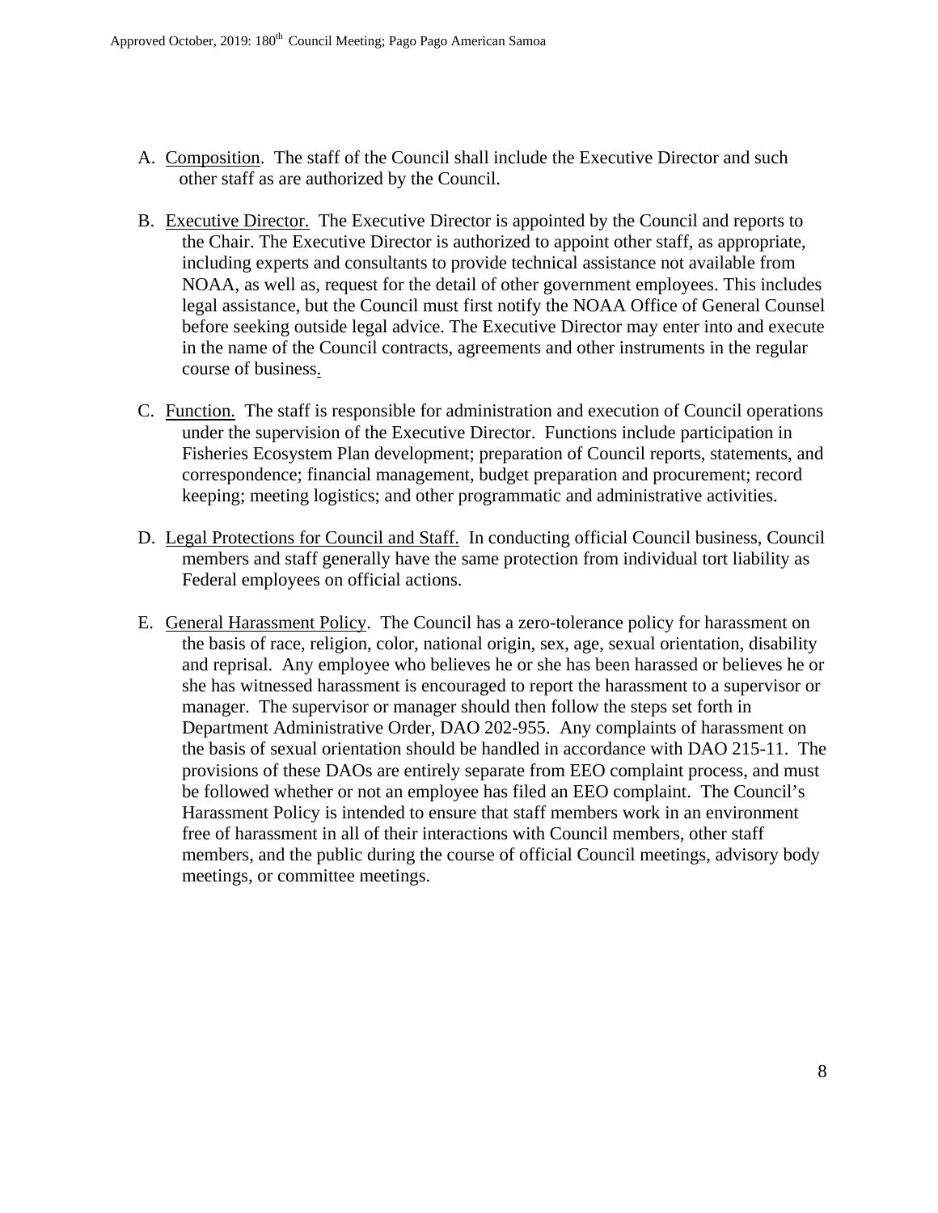A. Composition. The staff of the Council shall include the Executive Director and such other staff as are authorized by the Council.

B. Executive Director. The Executive Director is appointed by the Council and reports to the Chair. The Executive Director is authorized to appoint other staff, as appropriate, including experts and consultants to provide technical assistance not available from NOAA, as well as, request for the detail of other government employees. This includes legal assistance, but the Council must first notify the NOAA Office of General Counsel before seeking outside legal advice. The Executive Director may enter into and execute in the name of the Council contracts, agreements and other instruments in the regular course of business.

C. Function. The staff is responsible for administration and execution of Council operations under the supervision of the Executive Director. Functions include participation in Fisheries Ecosystem Plan development; preparation of Council reports, statements, and correspondence; financial management, budget preparation and procurement; record keeping; meeting logistics; and other programmatic and administrative activities.

D. Legal Protections for Council and Staff. In conducting official Council business, Council members and staff generally have the same protection from individual tort liability as Federal employees on official actions.

E. General Harassment Policy. The Council has a zero-tolerance policy for harassment on the basis of race, religion, color, national origin, sex, age, sexual orientation, disability and reprisal. Any employee who believes he or she has been harassed or believes he or she has witnessed harassment is encouraged to report the harassment to a supervisor or manager. The supervisor or manager should then follow the steps set forth in Department Administrative Order, DAO 202-955. Any complaints of harassment on the basis of sexual orientation should be handled in accordance with DAO 215-11. The provisions of these DAOs are entirely separate from EEO complaint process, and must be followed whether or not an employee has filed an EEO complaint. The Council's Harassment Policy is intended to ensure that staff members work in an environment free of harassment in all of their interactions with Council members, other staff members, and the public during the course of official Council meetings, advisory body meetings, or committee meetings.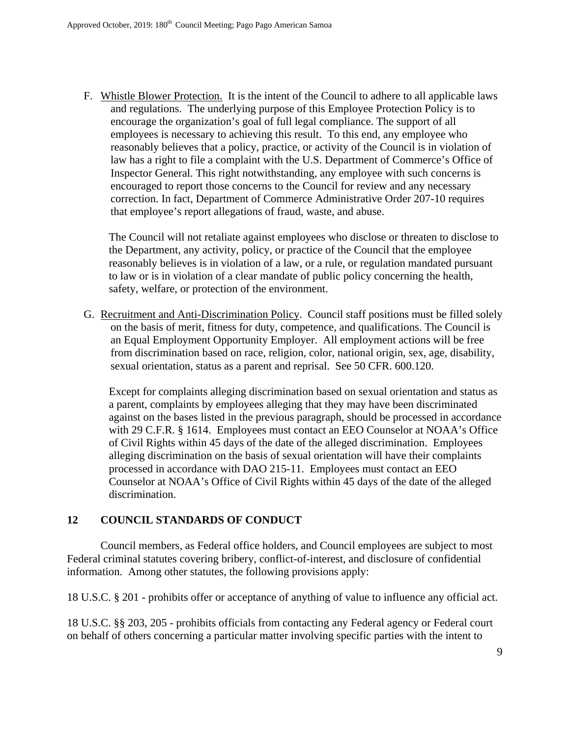F. Whistle Blower Protection. It is the intent of the Council to adhere to all applicable laws and regulations. The underlying purpose of this Employee Protection Policy is to encourage the organization's goal of full legal compliance. The support of all employees is necessary to achieving this result. To this end, any employee who reasonably believes that a policy, practice, or activity of the Council is in violation of law has a right to file a complaint with the U.S. Department of Commerce's Office of Inspector General. This right notwithstanding, any employee with such concerns is encouraged to report those concerns to the Council for review and any necessary correction. In fact, Department of Commerce Administrative Order 207-10 requires that employee's report allegations of fraud, waste, and abuse.

   The Council will not retaliate against employees who disclose or threaten to disclose to the Department, any activity, policy, or practice of the Council that the employee reasonably believes is in violation of a law, or a rule, or regulation mandated pursuant to law or is in violation of a clear mandate of public policy concerning the health, safety, welfare, or protection of the environment.

G. Recruitment and Anti-Discrimination Policy. Council staff positions must be filled solely on the basis of merit, fitness for duty, competence, and qualifications. The Council is an Equal Employment Opportunity Employer. All employment actions will be free from discrimination based on race, religion, color, national origin, sex, age, disability, sexual orientation, status as a parent and reprisal. See 50 CFR. 600.120.

   Except for complaints alleging discrimination based on sexual orientation and status as a parent, complaints by employees alleging that they may have been discriminated against on the bases listed in the previous paragraph, should be processed in accordance with 29 C.F.R. § 1614. Employees must contact an EEO Counselor at NOAA's Office of Civil Rights within 45 days of the date of the alleged discrimination. Employees alleging discrimination on the basis of sexual orientation will have their complaints processed in accordance with DAO 215-11. Employees must contact an EEO Counselor at NOAA's Office of Civil Rights within 45 days of the date of the alleged discrimination.

## 12 COUNCIL STANDARDS OF CONDUCT

Council members, as Federal office holders, and Council employees are subject to most Federal criminal statutes covering bribery, conflict-of-interest, and disclosure of confidential information. Among other statutes, the following provisions apply:

18 U.S.C. § 201 - prohibits offer or acceptance of anything of value to influence any official act.

18 U.S.C. §§ 203, 205 - prohibits officials from contacting any Federal agency or Federal court on behalf of others concerning a particular matter involving specific parties with the intent to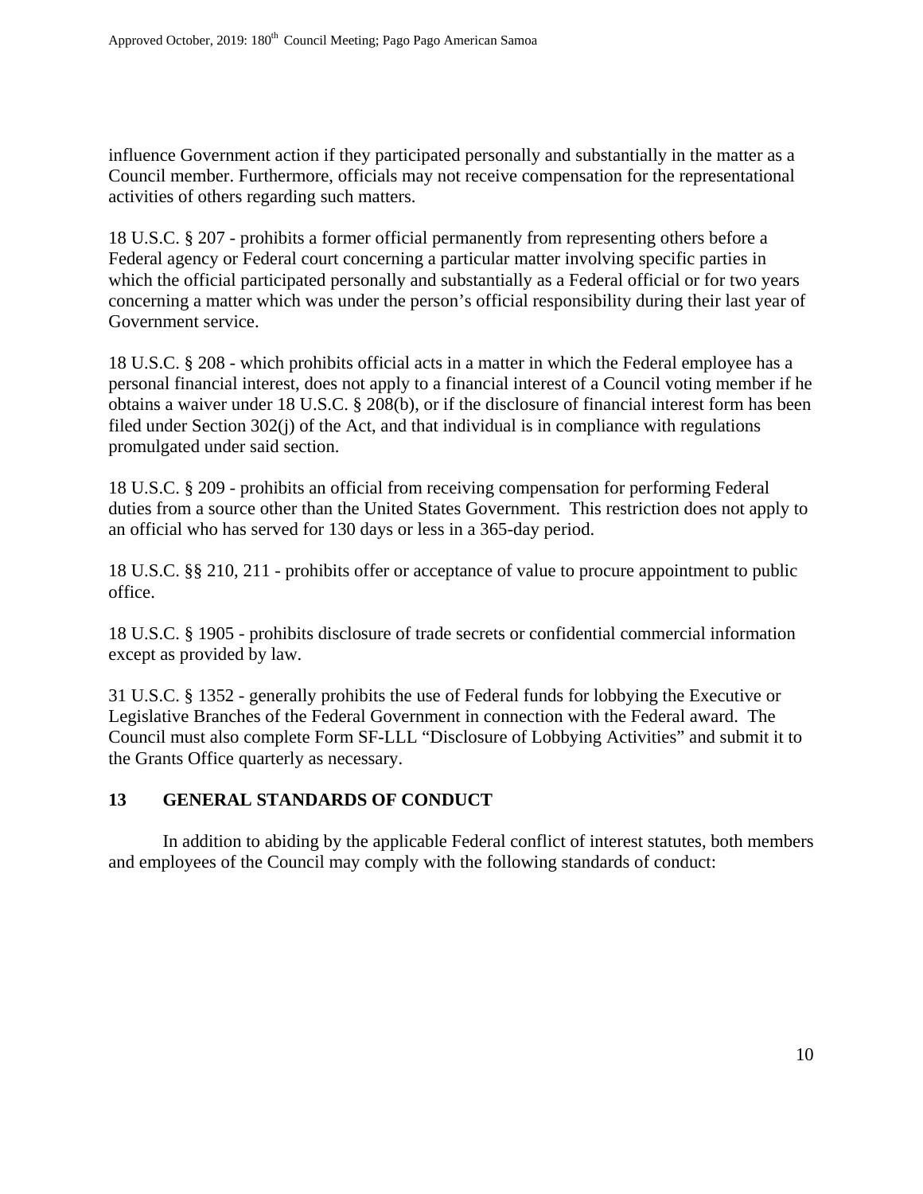influence Government action if they participated personally and substantially in the matter as a Council member. Furthermore, officials may not receive compensation for the representational activities of others regarding such matters.

18 U.S.C. § 207 - prohibits a former official permanently from representing others before a Federal agency or Federal court concerning a particular matter involving specific parties in which the official participated personally and substantially as a Federal official or for two years concerning a matter which was under the person's official responsibility during their last year of Government service.

18 U.S.C. § 208 - which prohibits official acts in a matter in which the Federal employee has a personal financial interest, does not apply to a financial interest of a Council voting member if he obtains a waiver under 18 U.S.C. § 208(b), or if the disclosure of financial interest form has been filed under Section 302(j) of the Act, and that individual is in compliance with regulations promulgated under said section.

18 U.S.C. § 209 - prohibits an official from receiving compensation for performing Federal duties from a source other than the United States Government. This restriction does not apply to an official who has served for 130 days or less in a 365-day period.

18 U.S.C. §§ 210, 211 - prohibits offer or acceptance of value to procure appointment to public office.

18 U.S.C. § 1905 - prohibits disclosure of trade secrets or confidential commercial information except as provided by law.

31 U.S.C. § 1352 - generally prohibits the use of Federal funds for lobbying the Executive or Legislative Branches of the Federal Government in connection with the Federal award. The Council must also complete Form SF-LLL "Disclosure of Lobbying Activities" and submit it to the Grants Office quarterly as necessary.

## 13 GENERAL STANDARDS OF CONDUCT

In addition to abiding by the applicable Federal conflict of interest statutes, both members and employees of the Council may comply with the following standards of conduct: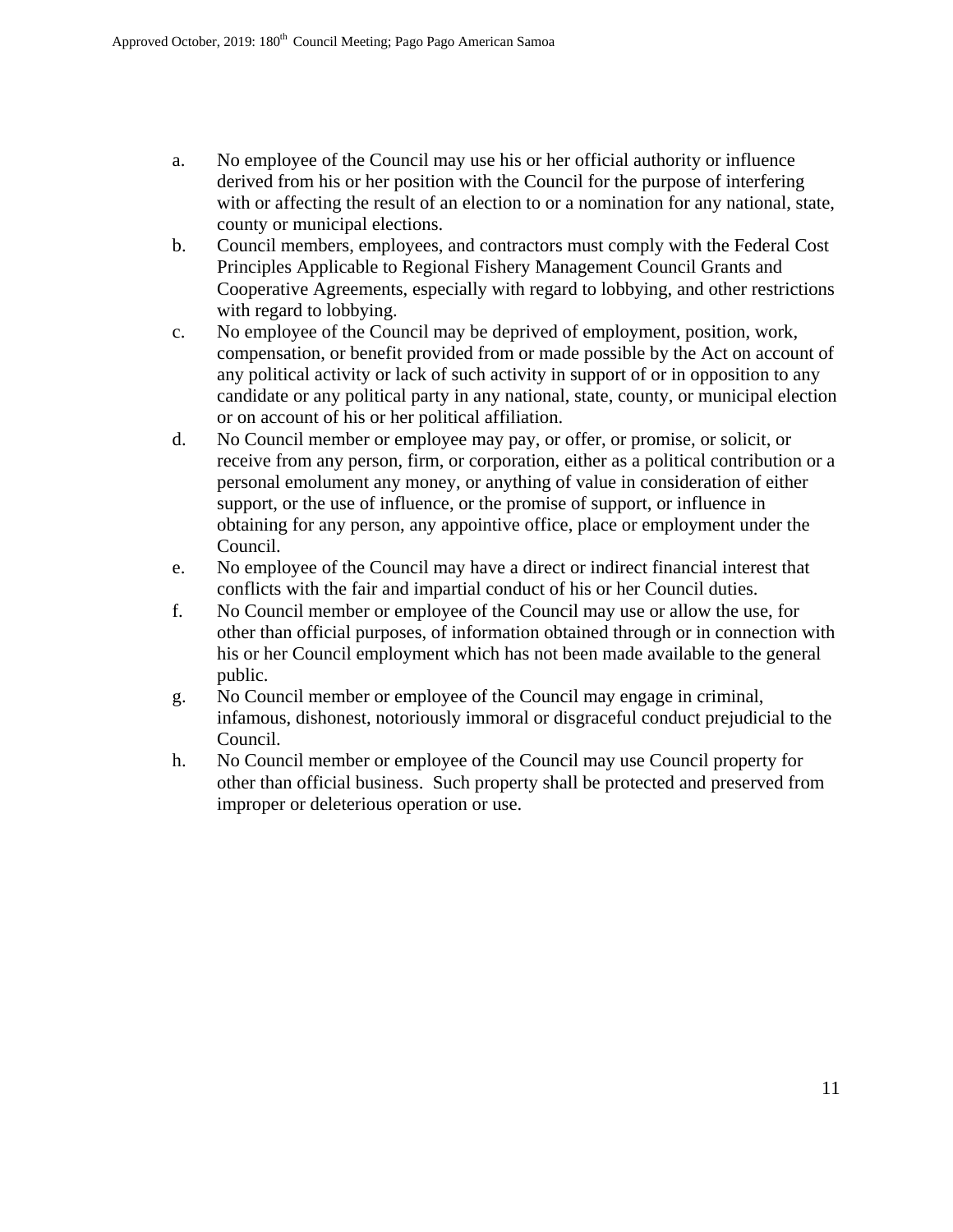a. No employee of the Council may use his or her official authority or influence derived from his or her position with the Council for the purpose of interfering with or affecting the result of an election to or a nomination for any national, state, county or municipal elections.

b. Council members, employees, and contractors must comply with the Federal Cost Principles Applicable to Regional Fishery Management Council Grants and Cooperative Agreements, especially with regard to lobbying, and other restrictions with regard to lobbying.

c. No employee of the Council may be deprived of employment, position, work, compensation, or benefit provided from or made possible by the Act on account of any political activity or lack of such activity in support of or in opposition to any candidate or any political party in any national, state, county, or municipal election or on account of his or her political affiliation.

d. No Council member or employee may pay, or offer, or promise, or solicit, or receive from any person, firm, or corporation, either as a political contribution or a personal emolument any money, or anything of value in consideration of either support, or the use of influence, or the promise of support, or influence in obtaining for any person, any appointive office, place or employment under the Council.

e. No employee of the Council may have a direct or indirect financial interest that conflicts with the fair and impartial conduct of his or her Council duties.

f. No Council member or employee of the Council may use or allow the use, for other than official purposes, of information obtained through or in connection with his or her Council employment which has not been made available to the general public.

g. No Council member or employee of the Council may engage in criminal, infamous, dishonest, notoriously immoral or disgraceful conduct prejudicial to the Council.

h. No Council member or employee of the Council may use Council property for other than official business. Such property shall be protected and preserved from improper or deleterious operation or use.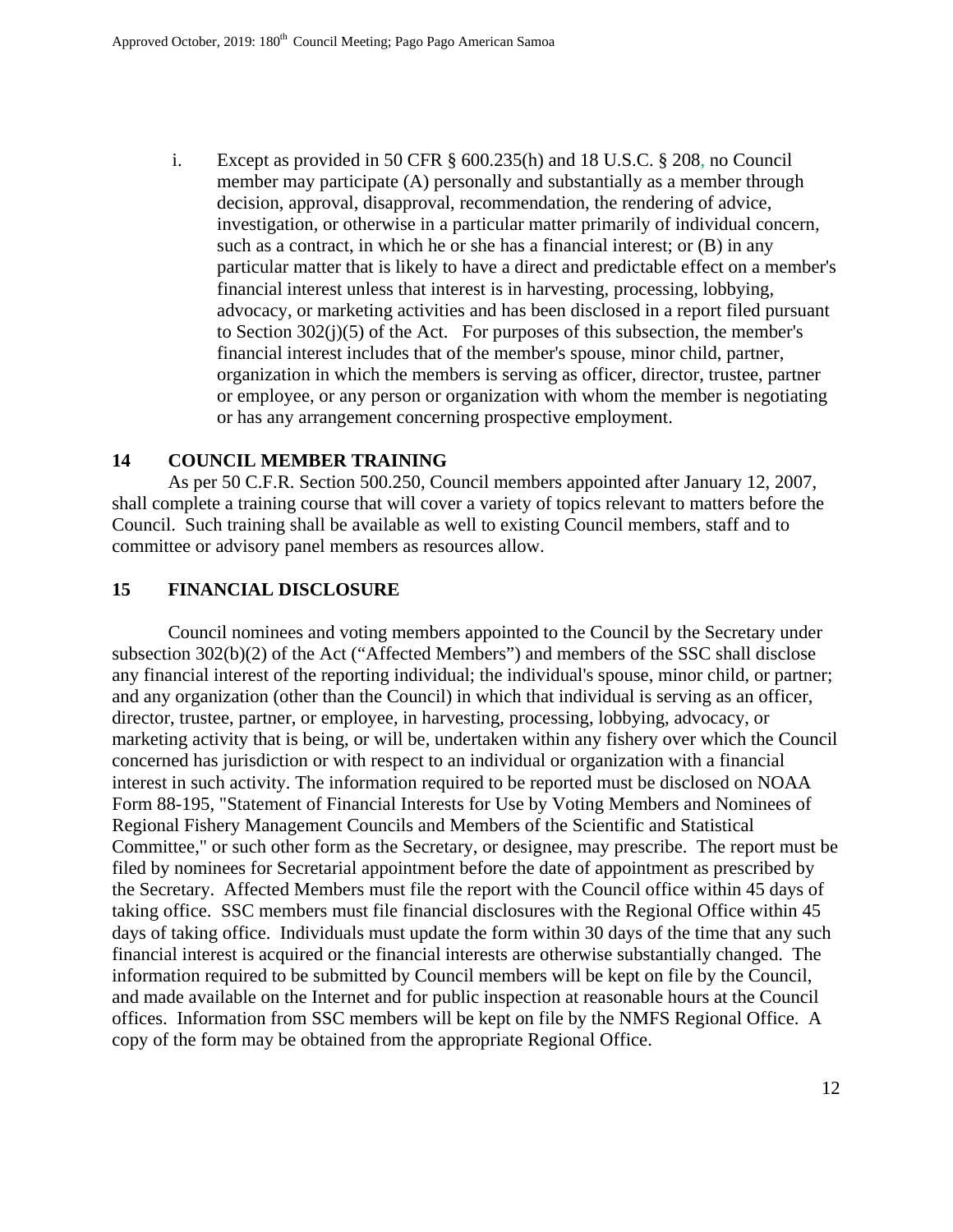i. Except as provided in 50 CFR § 600.235(h) and 18 U.S.C. § 208, no Council member may participate (A) personally and substantially as a member through decision, approval, disapproval, recommendation, the rendering of advice, investigation, or otherwise in a particular matter primarily of individual concern, such as a contract, in which he or she has a financial interest; or (B) in any particular matter that is likely to have a direct and predictable effect on a member's financial interest unless that interest is in harvesting, processing, lobbying, advocacy, or marketing activities and has been disclosed in a report filed pursuant to Section 302(j)(5) of the Act. For purposes of this subsection, the member's financial interest includes that of the member's spouse, minor child, partner, organization in which the members is serving as officer, director, trustee, partner or employee, or any person or organization with whom the member is negotiating or has any arrangement concerning prospective employment.

## 14 COUNCIL MEMBER TRAINING

As per 50 C.F.R. Section 500.250, Council members appointed after January 12, 2007, shall complete a training course that will cover a variety of topics relevant to matters before the Council. Such training shall be available as well to existing Council members, staff and to committee or advisory panel members as resources allow.

## 15 FINANCIAL DISCLOSURE

Council nominees and voting members appointed to the Council by the Secretary under subsection 302(b)(2) of the Act ("Affected Members") and members of the SSC shall disclose any financial interest of the reporting individual; the individual's spouse, minor child, or partner; and any organization (other than the Council) in which that individual is serving as an officer, director, trustee, partner, or employee, in harvesting, processing, lobbying, advocacy, or marketing activity that is being, or will be, undertaken within any fishery over which the Council concerned has jurisdiction or with respect to an individual or organization with a financial interest in such activity. The information required to be reported must be disclosed on NOAA Form 88-195, "Statement of Financial Interests for Use by Voting Members and Nominees of Regional Fishery Management Councils and Members of the Scientific and Statistical Committee," or such other form as the Secretary, or designee, may prescribe. The report must be filed by nominees for Secretarial appointment before the date of appointment as prescribed by the Secretary. Affected Members must file the report with the Council office within 45 days of taking office. SSC members must file financial disclosures with the Regional Office within 45 days of taking office. Individuals must update the form within 30 days of the time that any such financial interest is acquired or the financial interests are otherwise substantially changed. The information required to be submitted by Council members will be kept on file by the Council, and made available on the Internet and for public inspection at reasonable hours at the Council offices. Information from SSC members will be kept on file by the NMFS Regional Office. A copy of the form may be obtained from the appropriate Regional Office.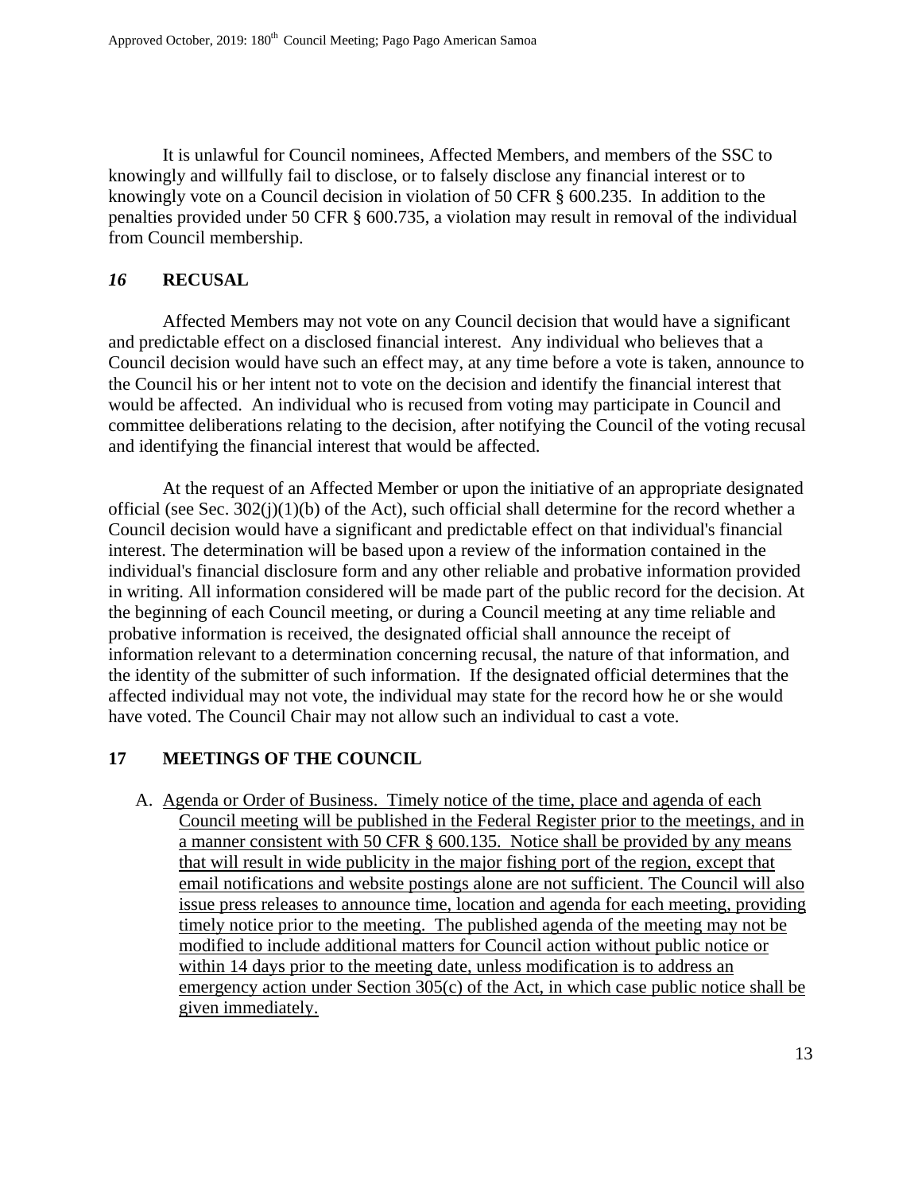It is unlawful for Council nominees, Affected Members, and members of the SSC to knowingly and willfully fail to disclose, or to falsely disclose any financial interest or to knowingly vote on a Council decision in violation of 50 CFR § 600.235. In addition to the penalties provided under 50 CFR § 600.735, a violation may result in removal of the individual from Council membership.

## *16* RECUSAL

Affected Members may not vote on any Council decision that would have a significant and predictable effect on a disclosed financial interest. Any individual who believes that a Council decision would have such an effect may, at any time before a vote is taken, announce to the Council his or her intent not to vote on the decision and identify the financial interest that would be affected. An individual who is recused from voting may participate in Council and committee deliberations relating to the decision, after notifying the Council of the voting recusal and identifying the financial interest that would be affected.

At the request of an Affected Member or upon the initiative of an appropriate designated official (see Sec. 302(j)(1)(b) of the Act), such official shall determine for the record whether a Council decision would have a significant and predictable effect on that individual's financial interest. The determination will be based upon a review of the information contained in the individual's financial disclosure form and any other reliable and probative information provided in writing. All information considered will be made part of the public record for the decision. At the beginning of each Council meeting, or during a Council meeting at any time reliable and probative information is received, the designated official shall announce the receipt of information relevant to a determination concerning recusal, the nature of that information, and the identity of the submitter of such information. If the designated official determines that the affected individual may not vote, the individual may state for the record how he or she would have voted. The Council Chair may not allow such an individual to cast a vote.

## 17 MEETINGS OF THE COUNCIL

A. Agenda or Order of Business. Timely notice of the time, place and agenda of each Council meeting will be published in the Federal Register prior to the meetings, and in a manner consistent with 50 CFR § 600.135. Notice shall be provided by any means that will result in wide publicity in the major fishing port of the region, except that email notifications and website postings alone are not sufficient. The Council will also issue press releases to announce time, location and agenda for each meeting, providing timely notice prior to the meeting. The published agenda of the meeting may not be modified to include additional matters for Council action without public notice or within 14 days prior to the meeting date, unless modification is to address an emergency action under Section 305(c) of the Act, in which case public notice shall be given immediately.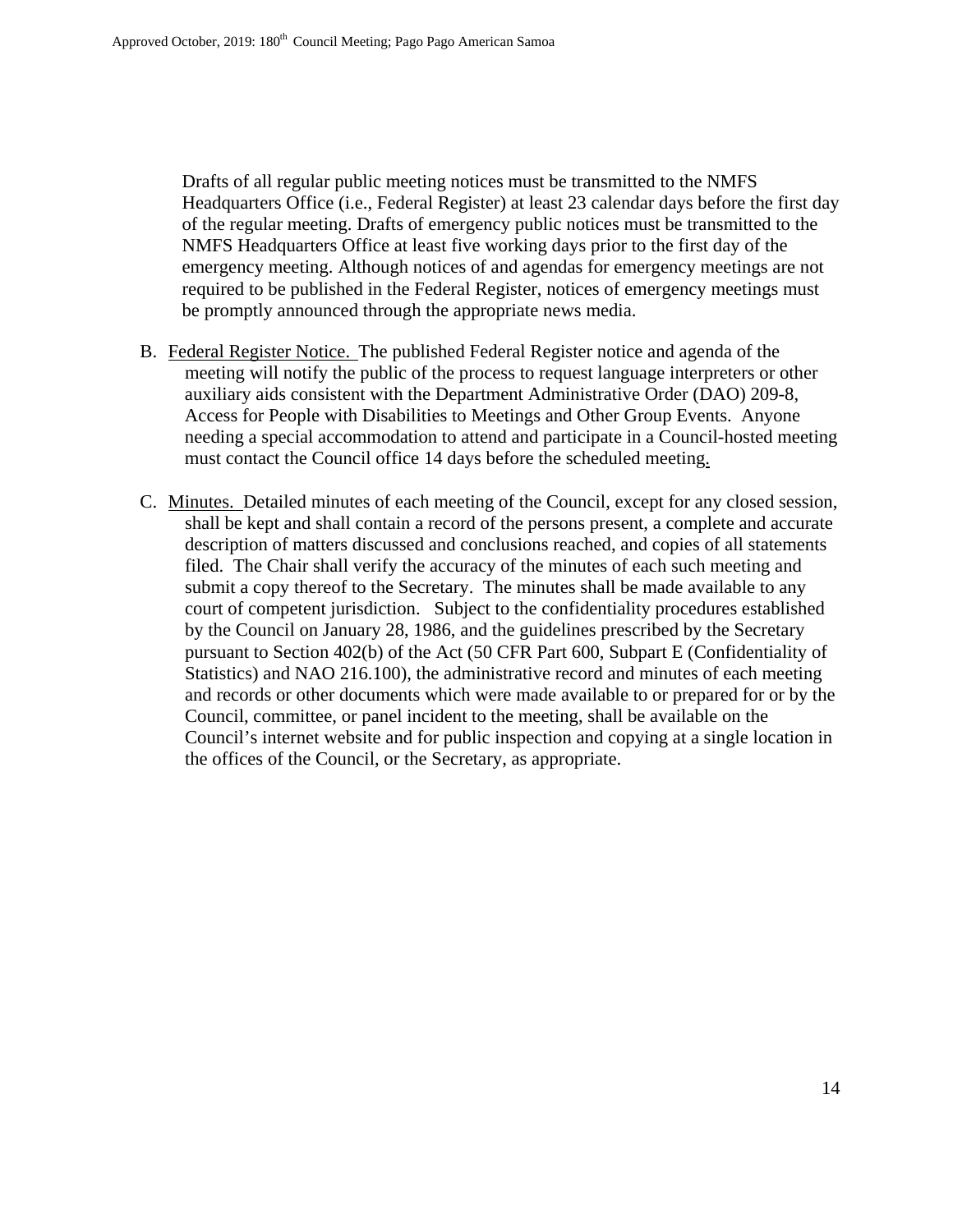Drafts of all regular public meeting notices must be transmitted to the NMFS Headquarters Office (i.e., Federal Register) at least 23 calendar days before the first day of the regular meeting. Drafts of emergency public notices must be transmitted to the NMFS Headquarters Office at least five working days prior to the first day of the emergency meeting. Although notices of and agendas for emergency meetings are not required to be published in the Federal Register, notices of emergency meetings must be promptly announced through the appropriate news media.

B. Federal Register Notice. The published Federal Register notice and agenda of the meeting will notify the public of the process to request language interpreters or other auxiliary aids consistent with the Department Administrative Order (DAO) 209-8, Access for People with Disabilities to Meetings and Other Group Events. Anyone needing a special accommodation to attend and participate in a Council-hosted meeting must contact the Council office 14 days before the scheduled meeting.

C. Minutes. Detailed minutes of each meeting of the Council, except for any closed session, shall be kept and shall contain a record of the persons present, a complete and accurate description of matters discussed and conclusions reached, and copies of all statements filed. The Chair shall verify the accuracy of the minutes of each such meeting and submit a copy thereof to the Secretary. The minutes shall be made available to any court of competent jurisdiction. Subject to the confidentiality procedures established by the Council on January 28, 1986, and the guidelines prescribed by the Secretary pursuant to Section 402(b) of the Act (50 CFR Part 600, Subpart E (Confidentiality of Statistics) and NAO 216.100), the administrative record and minutes of each meeting and records or other documents which were made available to or prepared for or by the Council, committee, or panel incident to the meeting, shall be available on the Council's internet website and for public inspection and copying at a single location in the offices of the Council, or the Secretary, as appropriate.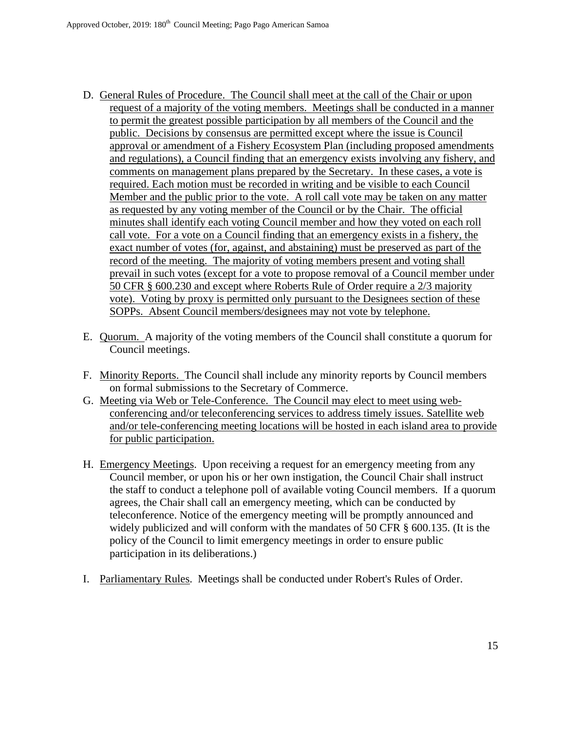D. General Rules of Procedure. The Council shall meet at the call of the Chair or upon request of a majority of the voting members. Meetings shall be conducted in a manner to permit the greatest possible participation by all members of the Council and the public. Decisions by consensus are permitted except where the issue is Council approval or amendment of a Fishery Ecosystem Plan (including proposed amendments and regulations), a Council finding that an emergency exists involving any fishery, and comments on management plans prepared by the Secretary. In these cases, a vote is required. Each motion must be recorded in writing and be visible to each Council Member and the public prior to the vote. A roll call vote may be taken on any matter as requested by any voting member of the Council or by the Chair. The official minutes shall identify each voting Council member and how they voted on each roll call vote. For a vote on a Council finding that an emergency exists in a fishery, the exact number of votes (for, against, and abstaining) must be preserved as part of the record of the meeting. The majority of voting members present and voting shall prevail in such votes (except for a vote to propose removal of a Council member under 50 CFR § 600.230 and except where Roberts Rule of Order require a 2/3 majority vote). Voting by proxy is permitted only pursuant to the Designees section of these SOPPs. Absent Council members/designees may not vote by telephone.

E. Quorum. A majority of the voting members of the Council shall constitute a quorum for Council meetings.

F. Minority Reports. The Council shall include any minority reports by Council members on formal submissions to the Secretary of Commerce.

G. Meeting via Web or Tele-Conference. The Council may elect to meet using web-conferencing and/or teleconferencing services to address timely issues. Satellite web and/or tele-conferencing meeting locations will be hosted in each island area to provide for public participation.

H. Emergency Meetings. Upon receiving a request for an emergency meeting from any Council member, or upon his or her own instigation, the Council Chair shall instruct the staff to conduct a telephone poll of available voting Council members. If a quorum agrees, the Chair shall call an emergency meeting, which can be conducted by teleconference. Notice of the emergency meeting will be promptly announced and widely publicized and will conform with the mandates of 50 CFR § 600.135. (It is the policy of the Council to limit emergency meetings in order to ensure public participation in its deliberations.)

I. Parliamentary Rules. Meetings shall be conducted under Robert's Rules of Order.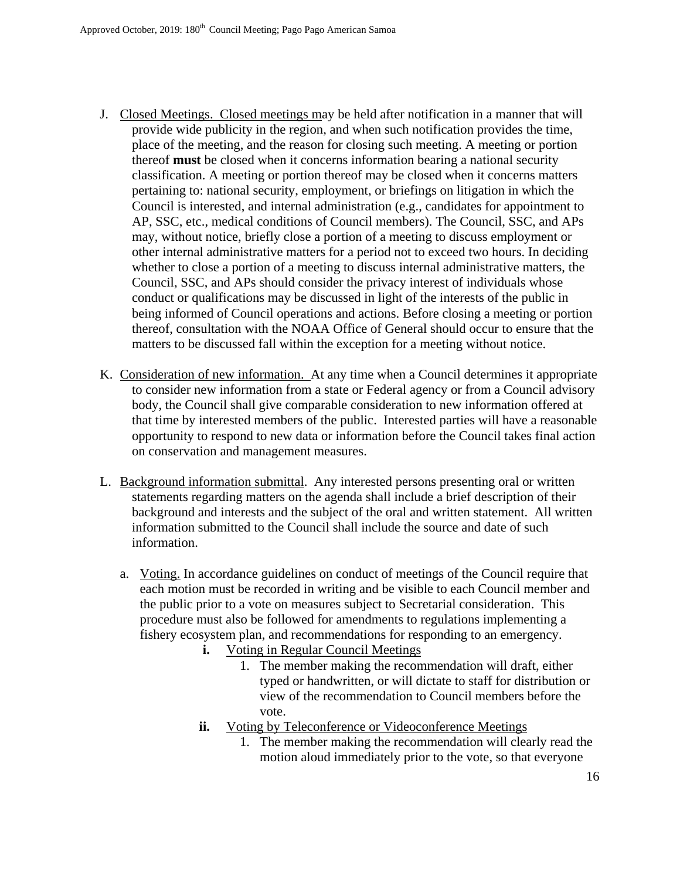J. <u>Closed Meetings. Closed meetings m</u>ay be held after notification in a manner that will provide wide publicity in the region, and when such notification provides the time, place of the meeting, and the reason for closing such meeting. A meeting or portion thereof **must** be closed when it concerns information bearing a national security classification. A meeting or portion thereof may be closed when it concerns matters pertaining to: national security, employment, or briefings on litigation in which the Council is interested, and internal administration (e.g., candidates for appointment to AP, SSC, etc., medical conditions of Council members). The Council, SSC, and APs may, without notice, briefly close a portion of a meeting to discuss employment or other internal administrative matters for a period not to exceed two hours. In deciding whether to close a portion of a meeting to discuss internal administrative matters, the Council, SSC, and APs should consider the privacy interest of individuals whose conduct or qualifications may be discussed in light of the interests of the public in being informed of Council operations and actions. Before closing a meeting or portion thereof, consultation with the NOAA Office of General should occur to ensure that the matters to be discussed fall within the exception for a meeting without notice.

K. <u>Consideration of new information.</u> At any time when a Council determines it appropriate to consider new information from a state or Federal agency or from a Council advisory body, the Council shall give comparable consideration to new information offered at that time by interested members of the public. Interested parties will have a reasonable opportunity to respond to new data or information before the Council takes final action on conservation and management measures.

L. <u>Background information submittal</u>. Any interested persons presenting oral or written statements regarding matters on the agenda shall include a brief description of their background and interests and the subject of the oral and written statement. All written information submitted to the Council shall include the source and date of such information.

   a. <u>Voting.</u> In accordance guidelines on conduct of meetings of the Council require that each motion must be recorded in writing and be visible to each Council member and the public prior to a vote on measures subject to Secretarial consideration. This procedure must also be followed for amendments to regulations implementing a fishery ecosystem plan, and recommendations for responding to an emergency.

      **i.** <u>Voting in Regular Council Meetings</u>

         1. The member making the recommendation will draft, either typed or handwritten, or will dictate to staff for distribution or view of the recommendation to Council members before the vote.

      **ii.** <u>Voting by Teleconference or Videoconference Meetings</u>

         1. The member making the recommendation will clearly read the motion aloud immediately prior to the vote, so that everyone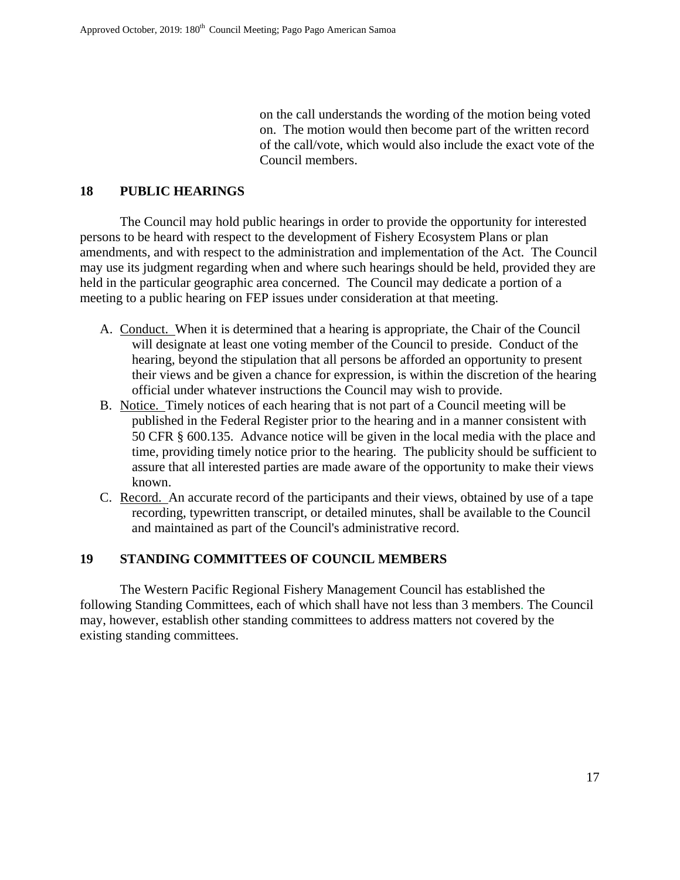on the call understands the wording of the motion being voted on. The motion would then become part of the written record of the call/vote, which would also include the exact vote of the Council members.

## 18 PUBLIC HEARINGS

The Council may hold public hearings in order to provide the opportunity for interested persons to be heard with respect to the development of Fishery Ecosystem Plans or plan amendments, and with respect to the administration and implementation of the Act. The Council may use its judgment regarding when and where such hearings should be held, provided they are held in the particular geographic area concerned. The Council may dedicate a portion of a meeting to a public hearing on FEP issues under consideration at that meeting.

A. Conduct. When it is determined that a hearing is appropriate, the Chair of the Council will designate at least one voting member of the Council to preside. Conduct of the hearing, beyond the stipulation that all persons be afforded an opportunity to present their views and be given a chance for expression, is within the discretion of the hearing official under whatever instructions the Council may wish to provide.

B. Notice. Timely notices of each hearing that is not part of a Council meeting will be published in the Federal Register prior to the hearing and in a manner consistent with 50 CFR § 600.135. Advance notice will be given in the local media with the place and time, providing timely notice prior to the hearing. The publicity should be sufficient to assure that all interested parties are made aware of the opportunity to make their views known.

C. Record. An accurate record of the participants and their views, obtained by use of a tape recording, typewritten transcript, or detailed minutes, shall be available to the Council and maintained as part of the Council's administrative record.

## 19 STANDING COMMITTEES OF COUNCIL MEMBERS

The Western Pacific Regional Fishery Management Council has established the following Standing Committees, each of which shall have not less than 3 members. The Council may, however, establish other standing committees to address matters not covered by the existing standing committees.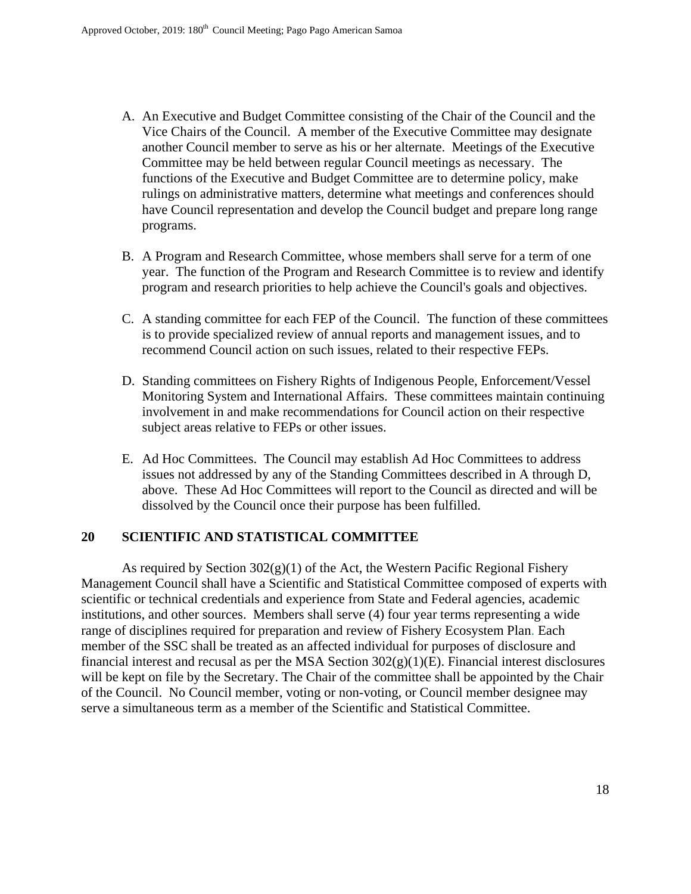A. An Executive and Budget Committee consisting of the Chair of the Council and the Vice Chairs of the Council. A member of the Executive Committee may designate another Council member to serve as his or her alternate. Meetings of the Executive Committee may be held between regular Council meetings as necessary. The functions of the Executive and Budget Committee are to determine policy, make rulings on administrative matters, determine what meetings and conferences should have Council representation and develop the Council budget and prepare long range programs.

B. A Program and Research Committee, whose members shall serve for a term of one year. The function of the Program and Research Committee is to review and identify program and research priorities to help achieve the Council's goals and objectives.

C. A standing committee for each FEP of the Council. The function of these committees is to provide specialized review of annual reports and management issues, and to recommend Council action on such issues, related to their respective FEPs.

D. Standing committees on Fishery Rights of Indigenous People, Enforcement/Vessel Monitoring System and International Affairs. These committees maintain continuing involvement in and make recommendations for Council action on their respective subject areas relative to FEPs or other issues.

E. Ad Hoc Committees. The Council may establish Ad Hoc Committees to address issues not addressed by any of the Standing Committees described in A through D, above. These Ad Hoc Committees will report to the Council as directed and will be dissolved by the Council once their purpose has been fulfilled.

## 20 SCIENTIFIC AND STATISTICAL COMMITTEE

As required by Section 302(g)(1) of the Act, the Western Pacific Regional Fishery Management Council shall have a Scientific and Statistical Committee composed of experts with scientific or technical credentials and experience from State and Federal agencies, academic institutions, and other sources. Members shall serve (4) four year terms representing a wide range of disciplines required for preparation and review of Fishery Ecosystem Plan. Each member of the SSC shall be treated as an affected individual for purposes of disclosure and financial interest and recusal as per the MSA Section 302(g)(1)(E). Financial interest disclosures will be kept on file by the Secretary. The Chair of the committee shall be appointed by the Chair of the Council. No Council member, voting or non-voting, or Council member designee may serve a simultaneous term as a member of the Scientific and Statistical Committee.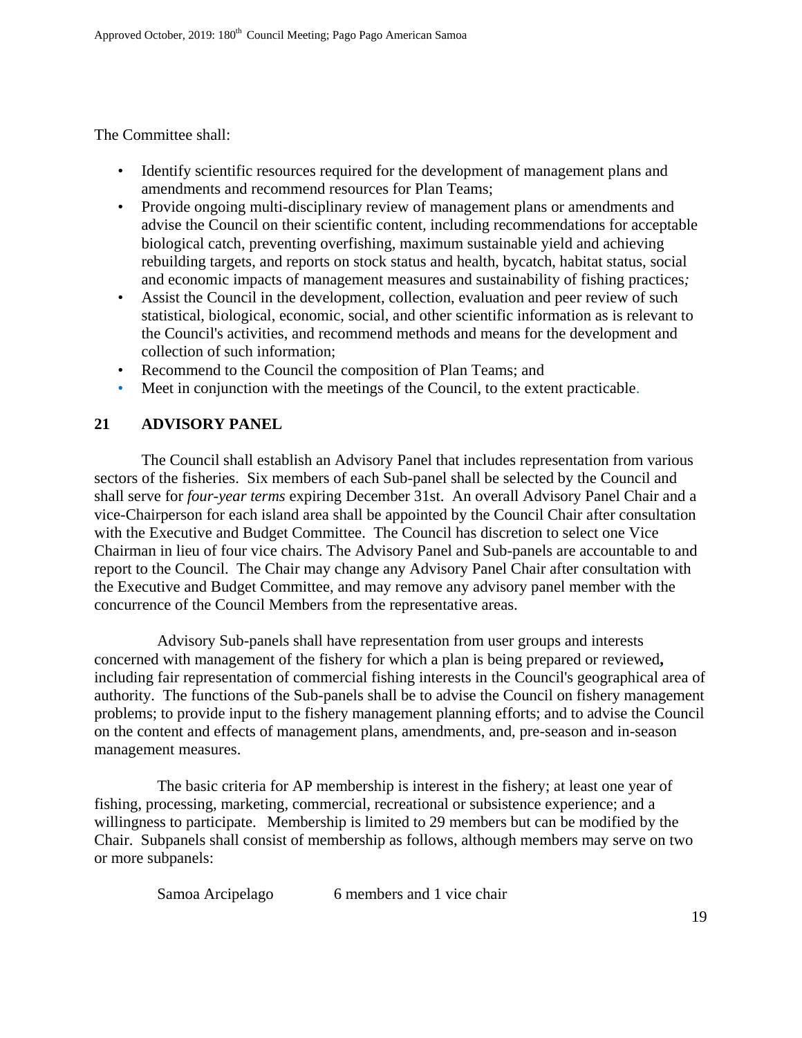The Committee shall:

- Identify scientific resources required for the development of management plans and amendments and recommend resources for Plan Teams;
- Provide ongoing multi-disciplinary review of management plans or amendments and advise the Council on their scientific content, including recommendations for acceptable biological catch, preventing overfishing, maximum sustainable yield and achieving rebuilding targets, and reports on stock status and health, bycatch, habitat status, social and economic impacts of management measures and sustainability of fishing practices;
- Assist the Council in the development, collection, evaluation and peer review of such statistical, biological, economic, social, and other scientific information as is relevant to the Council's activities, and recommend methods and means for the development and collection of such information;
- Recommend to the Council the composition of Plan Teams; and
- Meet in conjunction with the meetings of the Council, to the extent practicable.

## 21 ADVISORY PANEL

The Council shall establish an Advisory Panel that includes representation from various sectors of the fisheries. Six members of each Sub-panel shall be selected by the Council and shall serve for *four-year terms* expiring December 31st. An overall Advisory Panel Chair and a vice-Chairperson for each island area shall be appointed by the Council Chair after consultation with the Executive and Budget Committee. The Council has discretion to select one Vice Chairman in lieu of four vice chairs. The Advisory Panel and Sub-panels are accountable to and report to the Council. The Chair may change any Advisory Panel Chair after consultation with the Executive and Budget Committee, and may remove any advisory panel member with the concurrence of the Council Members from the representative areas.

Advisory Sub-panels shall have representation from user groups and interests concerned with management of the fishery for which a plan is being prepared or reviewed**,** including fair representation of commercial fishing interests in the Council's geographical area of authority. The functions of the Sub-panels shall be to advise the Council on fishery management problems; to provide input to the fishery management planning efforts; and to advise the Council on the content and effects of management plans, amendments, and, pre-season and in-season management measures.

The basic criteria for AP membership is interest in the fishery; at least one year of fishing, processing, marketing, commercial, recreational or subsistence experience; and a willingness to participate. Membership is limited to 29 members but can be modified by the Chair. Subpanels shall consist of membership as follows, although members may serve on two or more subpanels:

Samoa Arcipelago 6 members and 1 vice chair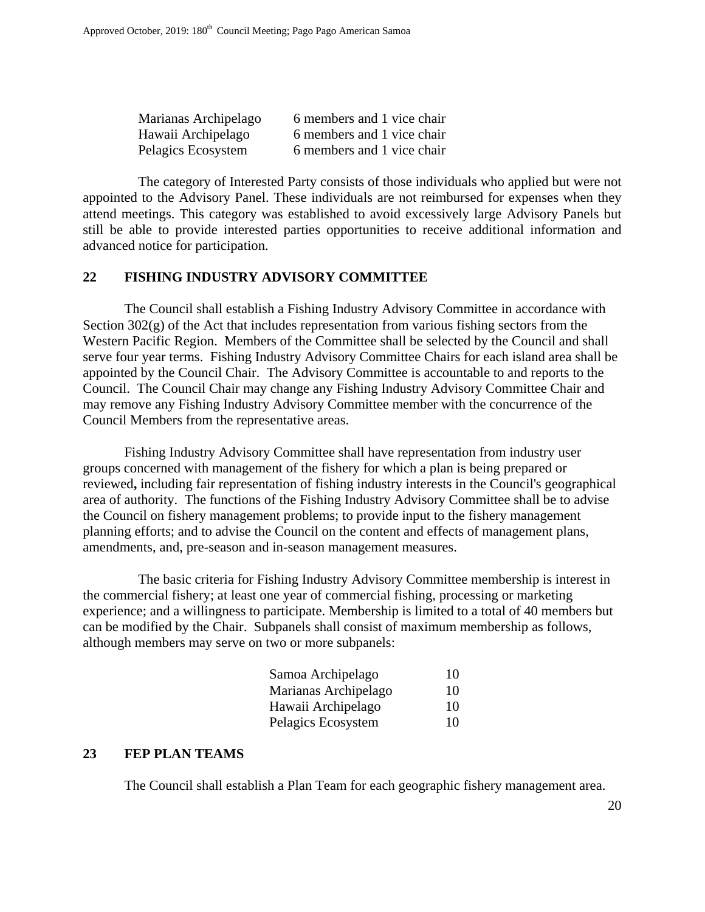| | |
|---|---|
| Marianas Archipelago | 6 members and 1 vice chair |
| Hawaii Archipelago | 6 members and 1 vice chair |
| Pelagics Ecosystem | 6 members and 1 vice chair |

The category of Interested Party consists of those individuals who applied but were not appointed to the Advisory Panel. These individuals are not reimbursed for expenses when they attend meetings. This category was established to avoid excessively large Advisory Panels but still be able to provide interested parties opportunities to receive additional information and advanced notice for participation.

## 22 FISHING INDUSTRY ADVISORY COMMITTEE

The Council shall establish a Fishing Industry Advisory Committee in accordance with Section 302(g) of the Act that includes representation from various fishing sectors from the Western Pacific Region. Members of the Committee shall be selected by the Council and shall serve four year terms. Fishing Industry Advisory Committee Chairs for each island area shall be appointed by the Council Chair. The Advisory Committee is accountable to and reports to the Council. The Council Chair may change any Fishing Industry Advisory Committee Chair and may remove any Fishing Industry Advisory Committee member with the concurrence of the Council Members from the representative areas.

Fishing Industry Advisory Committee shall have representation from industry user groups concerned with management of the fishery for which a plan is being prepared or reviewed**,** including fair representation of fishing industry interests in the Council's geographical area of authority. The functions of the Fishing Industry Advisory Committee shall be to advise the Council on fishery management problems; to provide input to the fishery management planning efforts; and to advise the Council on the content and effects of management plans, amendments, and, pre-season and in-season management measures.

The basic criteria for Fishing Industry Advisory Committee membership is interest in the commercial fishery; at least one year of commercial fishing, processing or marketing experience; and a willingness to participate. Membership is limited to a total of 40 members but can be modified by the Chair. Subpanels shall consist of maximum membership as follows, although members may serve on two or more subpanels:

| | |
|---|---|
| Samoa Archipelago | 10 |
| Marianas Archipelago | 10 |
| Hawaii Archipelago | 10 |
| Pelagics Ecosystem | 10 |

## 23 FEP PLAN TEAMS

The Council shall establish a Plan Team for each geographic fishery management area.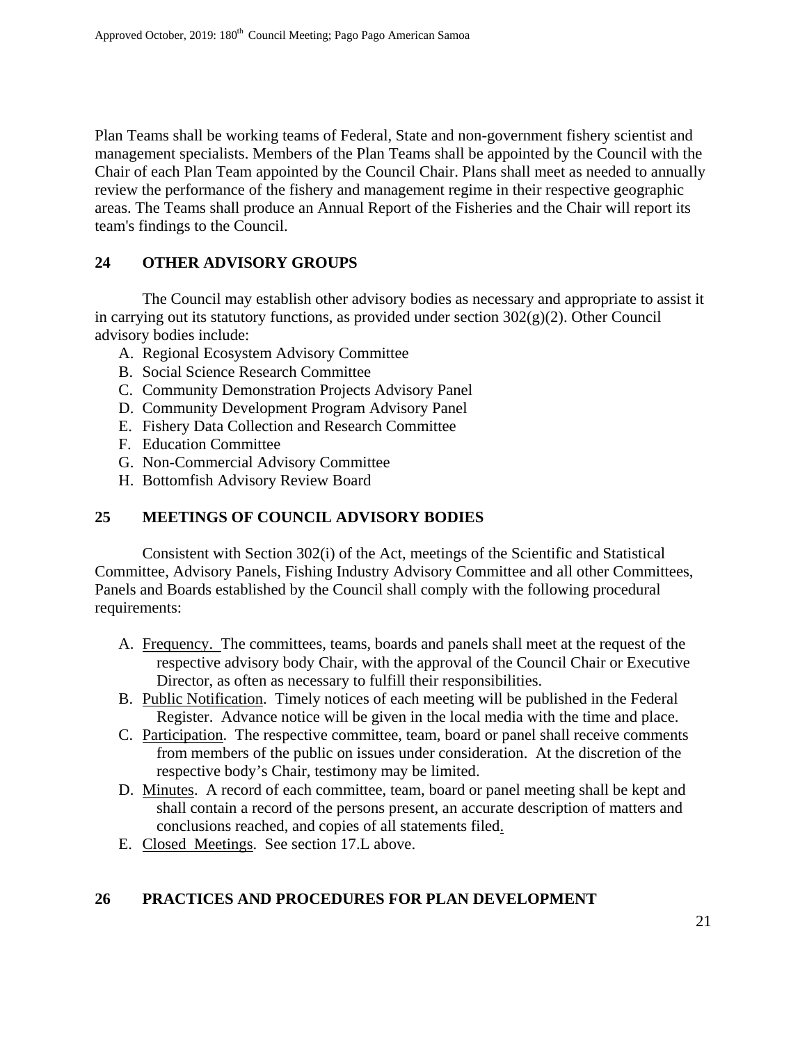Plan Teams shall be working teams of Federal, State and non-government fishery scientist and management specialists. Members of the Plan Teams shall be appointed by the Council with the Chair of each Plan Team appointed by the Council Chair. Plans shall meet as needed to annually review the performance of the fishery and management regime in their respective geographic areas. The Teams shall produce an Annual Report of the Fisheries and the Chair will report its team's findings to the Council.

## 24 OTHER ADVISORY GROUPS

The Council may establish other advisory bodies as necessary and appropriate to assist it in carrying out its statutory functions, as provided under section 302(g)(2). Other Council advisory bodies include:

A. Regional Ecosystem Advisory Committee
B. Social Science Research Committee
C. Community Demonstration Projects Advisory Panel
D. Community Development Program Advisory Panel
E. Fishery Data Collection and Research Committee
F. Education Committee
G. Non-Commercial Advisory Committee
H. Bottomfish Advisory Review Board

## 25 MEETINGS OF COUNCIL ADVISORY BODIES

Consistent with Section 302(i) of the Act, meetings of the Scientific and Statistical Committee, Advisory Panels, Fishing Industry Advisory Committee and all other Committees, Panels and Boards established by the Council shall comply with the following procedural requirements:

A. Frequency. The committees, teams, boards and panels shall meet at the request of the respective advisory body Chair, with the approval of the Council Chair or Executive Director, as often as necessary to fulfill their responsibilities.
B. Public Notification. Timely notices of each meeting will be published in the Federal Register. Advance notice will be given in the local media with the time and place.
C. Participation. The respective committee, team, board or panel shall receive comments from members of the public on issues under consideration. At the discretion of the respective body's Chair, testimony may be limited.
D. Minutes. A record of each committee, team, board or panel meeting shall be kept and shall contain a record of the persons present, an accurate description of matters and conclusions reached, and copies of all statements filed.
E. Closed Meetings. See section 17.L above.

## 26 PRACTICES AND PROCEDURES FOR PLAN DEVELOPMENT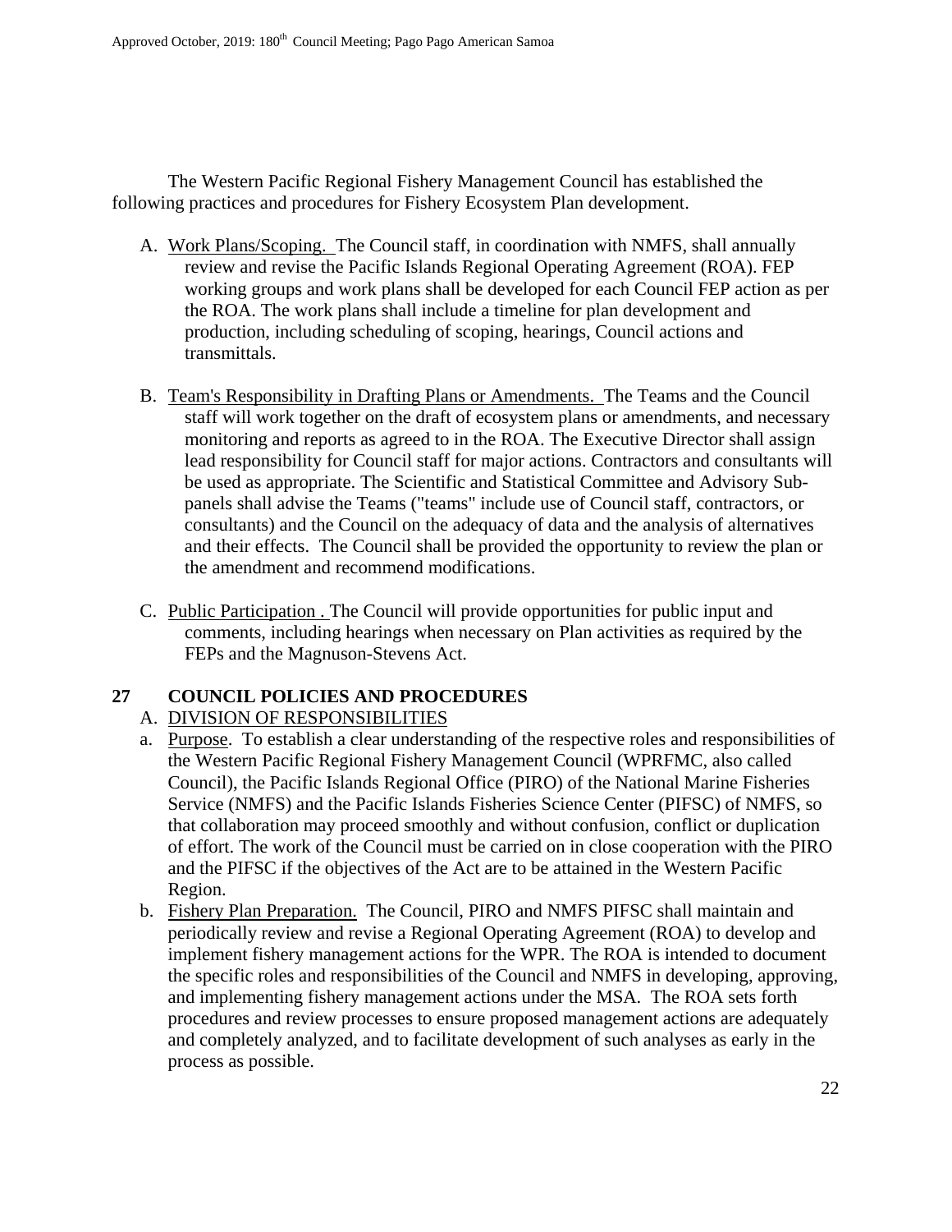The Western Pacific Regional Fishery Management Council has established the following practices and procedures for Fishery Ecosystem Plan development.

A. Work Plans/Scoping. The Council staff, in coordination with NMFS, shall annually review and revise the Pacific Islands Regional Operating Agreement (ROA). FEP working groups and work plans shall be developed for each Council FEP action as per the ROA. The work plans shall include a timeline for plan development and production, including scheduling of scoping, hearings, Council actions and transmittals.

B. Team's Responsibility in Drafting Plans or Amendments. The Teams and the Council staff will work together on the draft of ecosystem plans or amendments, and necessary monitoring and reports as agreed to in the ROA. The Executive Director shall assign lead responsibility for Council staff for major actions. Contractors and consultants will be used as appropriate. The Scientific and Statistical Committee and Advisory Sub-panels shall advise the Teams ("teams" include use of Council staff, contractors, or consultants) and the Council on the adequacy of data and the analysis of alternatives and their effects. The Council shall be provided the opportunity to review the plan or the amendment and recommend modifications.

C. Public Participation . The Council will provide opportunities for public input and comments, including hearings when necessary on Plan activities as required by the FEPs and the Magnuson-Stevens Act.

## 27 COUNCIL POLICIES AND PROCEDURES

A. DIVISION OF RESPONSIBILITIES

a. Purpose. To establish a clear understanding of the respective roles and responsibilities of the Western Pacific Regional Fishery Management Council (WPRFMC, also called Council), the Pacific Islands Regional Office (PIRO) of the National Marine Fisheries Service (NMFS) and the Pacific Islands Fisheries Science Center (PIFSC) of NMFS, so that collaboration may proceed smoothly and without confusion, conflict or duplication of effort. The work of the Council must be carried on in close cooperation with the PIRO and the PIFSC if the objectives of the Act are to be attained in the Western Pacific Region.

b. Fishery Plan Preparation. The Council, PIRO and NMFS PIFSC shall maintain and periodically review and revise a Regional Operating Agreement (ROA) to develop and implement fishery management actions for the WPR. The ROA is intended to document the specific roles and responsibilities of the Council and NMFS in developing, approving, and implementing fishery management actions under the MSA. The ROA sets forth procedures and review processes to ensure proposed management actions are adequately and completely analyzed, and to facilitate development of such analyses as early in the process as possible.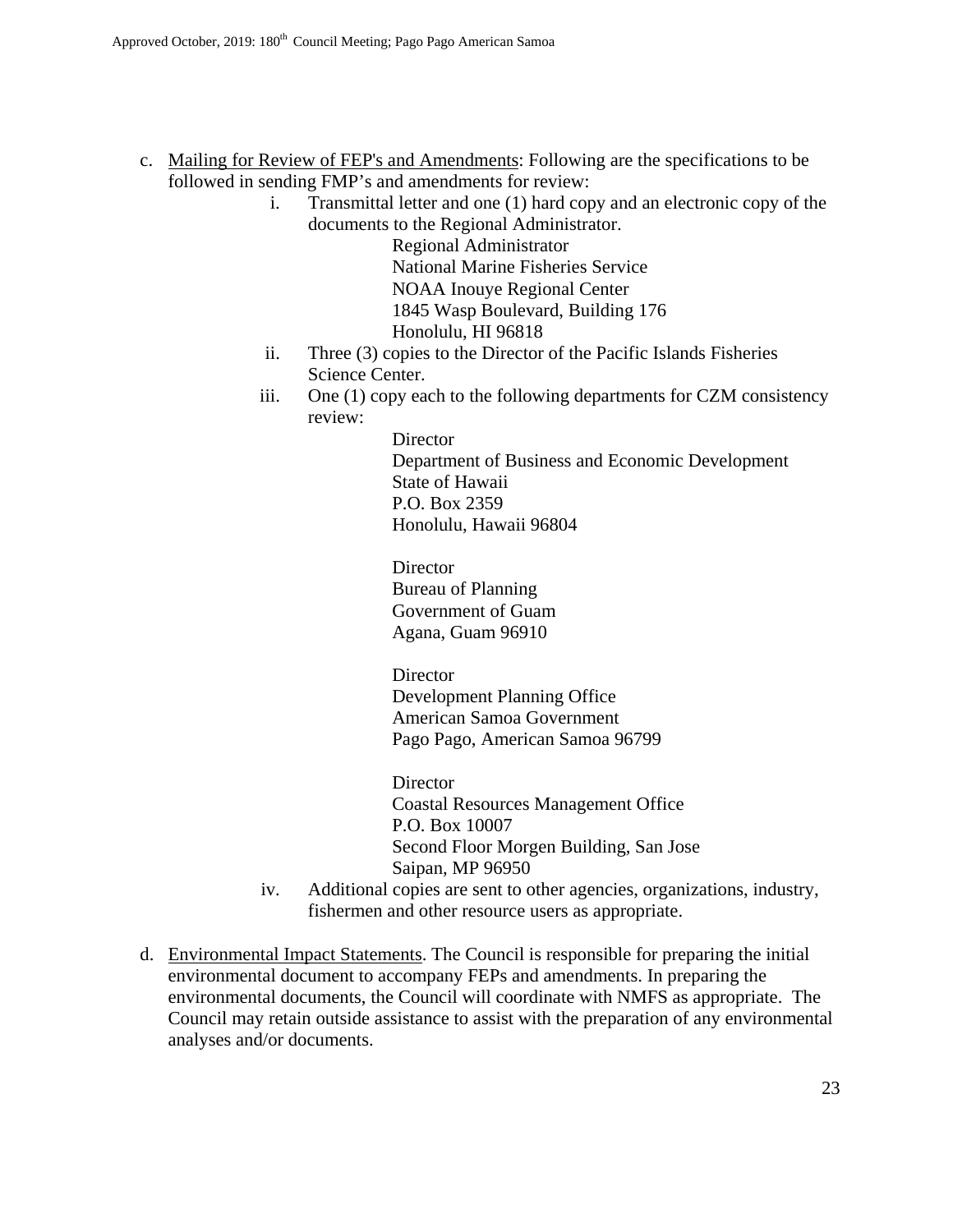c. <u>Mailing for Review of FEP's and Amendments</u>: Following are the specifications to be followed in sending FMP's and amendments for review:

   i. Transmittal letter and one (1) hard copy and an electronic copy of the documents to the Regional Administrator.

      Regional Administrator
      National Marine Fisheries Service
      NOAA Inouye Regional Center
      1845 Wasp Boulevard, Building 176
      Honolulu, HI 96818

   ii. Three (3) copies to the Director of the Pacific Islands Fisheries Science Center.

   iii. One (1) copy each to the following departments for CZM consistency review:

      Director
      Department of Business and Economic Development
      State of Hawaii
      P.O. Box 2359
      Honolulu, Hawaii 96804

      Director
      Bureau of Planning
      Government of Guam
      Agana, Guam 96910

      Director
      Development Planning Office
      American Samoa Government
      Pago Pago, American Samoa 96799

      Director
      Coastal Resources Management Office
      P.O. Box 10007
      Second Floor Morgen Building, San Jose
      Saipan, MP 96950

   iv. Additional copies are sent to other agencies, organizations, industry, fishermen and other resource users as appropriate.

d. <u>Environmental Impact Statements</u>. The Council is responsible for preparing the initial environmental document to accompany FEPs and amendments. In preparing the environmental documents, the Council will coordinate with NMFS as appropriate. The Council may retain outside assistance to assist with the preparation of any environmental analyses and/or documents.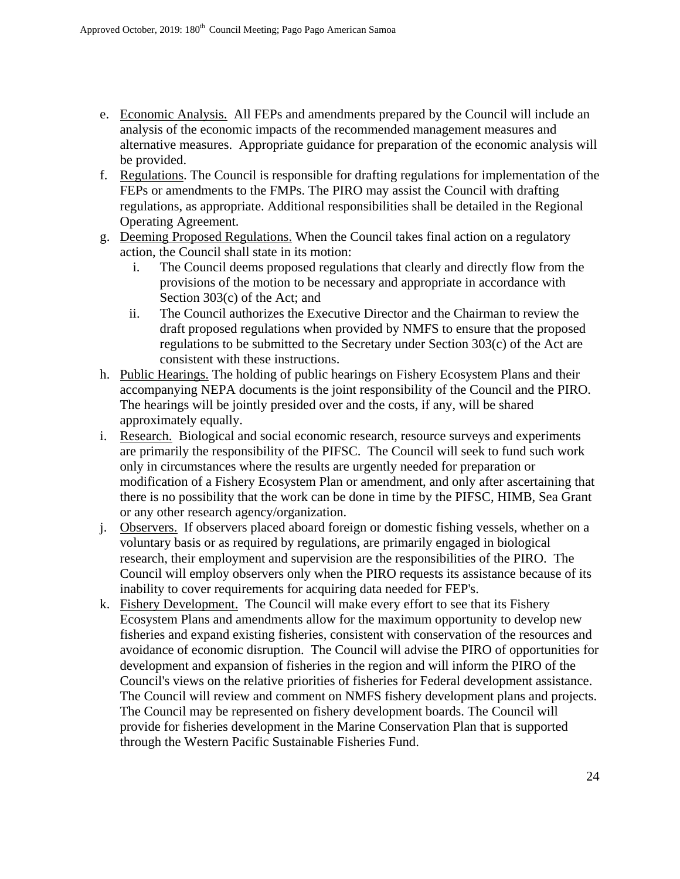e. Economic Analysis. All FEPs and amendments prepared by the Council will include an analysis of the economic impacts of the recommended management measures and alternative measures. Appropriate guidance for preparation of the economic analysis will be provided.

f. Regulations. The Council is responsible for drafting regulations for implementation of the FEPs or amendments to the FMPs. The PIRO may assist the Council with drafting regulations, as appropriate. Additional responsibilities shall be detailed in the Regional Operating Agreement.

g. Deeming Proposed Regulations. When the Council takes final action on a regulatory action, the Council shall state in its motion:

    i. The Council deems proposed regulations that clearly and directly flow from the provisions of the motion to be necessary and appropriate in accordance with Section 303(c) of the Act; and

    ii. The Council authorizes the Executive Director and the Chairman to review the draft proposed regulations when provided by NMFS to ensure that the proposed regulations to be submitted to the Secretary under Section 303(c) of the Act are consistent with these instructions.

h. Public Hearings. The holding of public hearings on Fishery Ecosystem Plans and their accompanying NEPA documents is the joint responsibility of the Council and the PIRO. The hearings will be jointly presided over and the costs, if any, will be shared approximately equally.

i. Research. Biological and social economic research, resource surveys and experiments are primarily the responsibility of the PIFSC. The Council will seek to fund such work only in circumstances where the results are urgently needed for preparation or modification of a Fishery Ecosystem Plan or amendment, and only after ascertaining that there is no possibility that the work can be done in time by the PIFSC, HIMB, Sea Grant or any other research agency/organization.

j. Observers. If observers placed aboard foreign or domestic fishing vessels, whether on a voluntary basis or as required by regulations, are primarily engaged in biological research, their employment and supervision are the responsibilities of the PIRO. The Council will employ observers only when the PIRO requests its assistance because of its inability to cover requirements for acquiring data needed for FEP's.

k. Fishery Development. The Council will make every effort to see that its Fishery Ecosystem Plans and amendments allow for the maximum opportunity to develop new fisheries and expand existing fisheries, consistent with conservation of the resources and avoidance of economic disruption. The Council will advise the PIRO of opportunities for development and expansion of fisheries in the region and will inform the PIRO of the Council's views on the relative priorities of fisheries for Federal development assistance. The Council will review and comment on NMFS fishery development plans and projects. The Council may be represented on fishery development boards. The Council will provide for fisheries development in the Marine Conservation Plan that is supported through the Western Pacific Sustainable Fisheries Fund.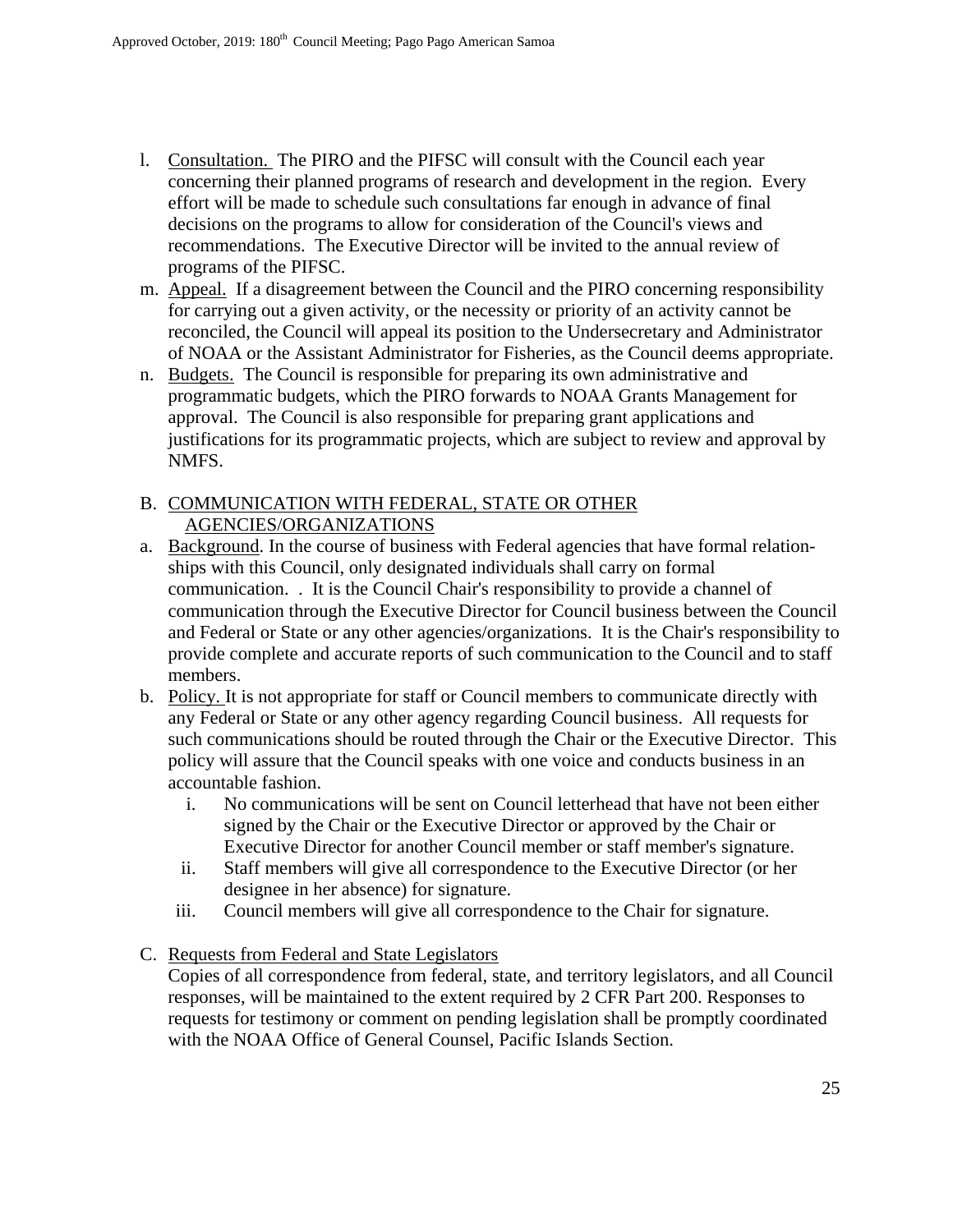l. Consultation. The PIRO and the PIFSC will consult with the Council each year concerning their planned programs of research and development in the region. Every effort will be made to schedule such consultations far enough in advance of final decisions on the programs to allow for consideration of the Council's views and recommendations. The Executive Director will be invited to the annual review of programs of the PIFSC.

m. Appeal. If a disagreement between the Council and the PIRO concerning responsibility for carrying out a given activity, or the necessity or priority of an activity cannot be reconciled, the Council will appeal its position to the Undersecretary and Administrator of NOAA or the Assistant Administrator for Fisheries, as the Council deems appropriate.

n. Budgets. The Council is responsible for preparing its own administrative and programmatic budgets, which the PIRO forwards to NOAA Grants Management for approval. The Council is also responsible for preparing grant applications and justifications for its programmatic projects, which are subject to review and approval by NMFS.

B. COMMUNICATION WITH FEDERAL, STATE OR OTHER AGENCIES/ORGANIZATIONS

a. Background. In the course of business with Federal agencies that have formal relationships with this Council, only designated individuals shall carry on formal communication. . It is the Council Chair's responsibility to provide a channel of communication through the Executive Director for Council business between the Council and Federal or State or any other agencies/organizations. It is the Chair's responsibility to provide complete and accurate reports of such communication to the Council and to staff members.

b. Policy. It is not appropriate for staff or Council members to communicate directly with any Federal or State or any other agency regarding Council business. All requests for such communications should be routed through the Chair or the Executive Director. This policy will assure that the Council speaks with one voice and conducts business in an accountable fashion.

   i. No communications will be sent on Council letterhead that have not been either signed by the Chair or the Executive Director or approved by the Chair or Executive Director for another Council member or staff member's signature.
   ii. Staff members will give all correspondence to the Executive Director (or her designee in her absence) for signature.
   iii. Council members will give all correspondence to the Chair for signature.

C. Requests from Federal and State Legislators

Copies of all correspondence from federal, state, and territory legislators, and all Council responses, will be maintained to the extent required by 2 CFR Part 200. Responses to requests for testimony or comment on pending legislation shall be promptly coordinated with the NOAA Office of General Counsel, Pacific Islands Section.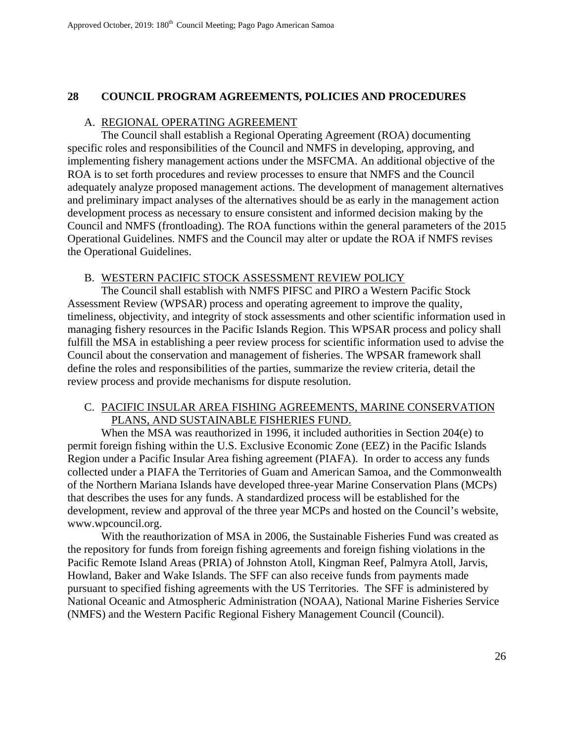## 28 COUNCIL PROGRAM AGREEMENTS, POLICIES AND PROCEDURES

### A. REGIONAL OPERATING AGREEMENT

The Council shall establish a Regional Operating Agreement (ROA) documenting specific roles and responsibilities of the Council and NMFS in developing, approving, and implementing fishery management actions under the MSFCMA. An additional objective of the ROA is to set forth procedures and review processes to ensure that NMFS and the Council adequately analyze proposed management actions. The development of management alternatives and preliminary impact analyses of the alternatives should be as early in the management action development process as necessary to ensure consistent and informed decision making by the Council and NMFS (frontloading). The ROA functions within the general parameters of the 2015 Operational Guidelines. NMFS and the Council may alter or update the ROA if NMFS revises the Operational Guidelines.

### B. WESTERN PACIFIC STOCK ASSESSMENT REVIEW POLICY

The Council shall establish with NMFS PIFSC and PIRO a Western Pacific Stock Assessment Review (WPSAR) process and operating agreement to improve the quality, timeliness, objectivity, and integrity of stock assessments and other scientific information used in managing fishery resources in the Pacific Islands Region. This WPSAR process and policy shall fulfill the MSA in establishing a peer review process for scientific information used to advise the Council about the conservation and management of fisheries. The WPSAR framework shall define the roles and responsibilities of the parties, summarize the review criteria, detail the review process and provide mechanisms for dispute resolution.

### C. PACIFIC INSULAR AREA FISHING AGREEMENTS, MARINE CONSERVATION PLANS, AND SUSTAINABLE FISHERIES FUND.

When the MSA was reauthorized in 1996, it included authorities in Section 204(e) to permit foreign fishing within the U.S. Exclusive Economic Zone (EEZ) in the Pacific Islands Region under a Pacific Insular Area fishing agreement (PIAFA). In order to access any funds collected under a PIAFA the Territories of Guam and American Samoa, and the Commonwealth of the Northern Mariana Islands have developed three-year Marine Conservation Plans (MCPs) that describes the uses for any funds. A standardized process will be established for the development, review and approval of the three year MCPs and hosted on the Council's website, www.wpcouncil.org.

With the reauthorization of MSA in 2006, the Sustainable Fisheries Fund was created as the repository for funds from foreign fishing agreements and foreign fishing violations in the Pacific Remote Island Areas (PRIA) of Johnston Atoll, Kingman Reef, Palmyra Atoll, Jarvis, Howland, Baker and Wake Islands. The SFF can also receive funds from payments made pursuant to specified fishing agreements with the US Territories. The SFF is administered by National Oceanic and Atmospheric Administration (NOAA), National Marine Fisheries Service (NMFS) and the Western Pacific Regional Fishery Management Council (Council).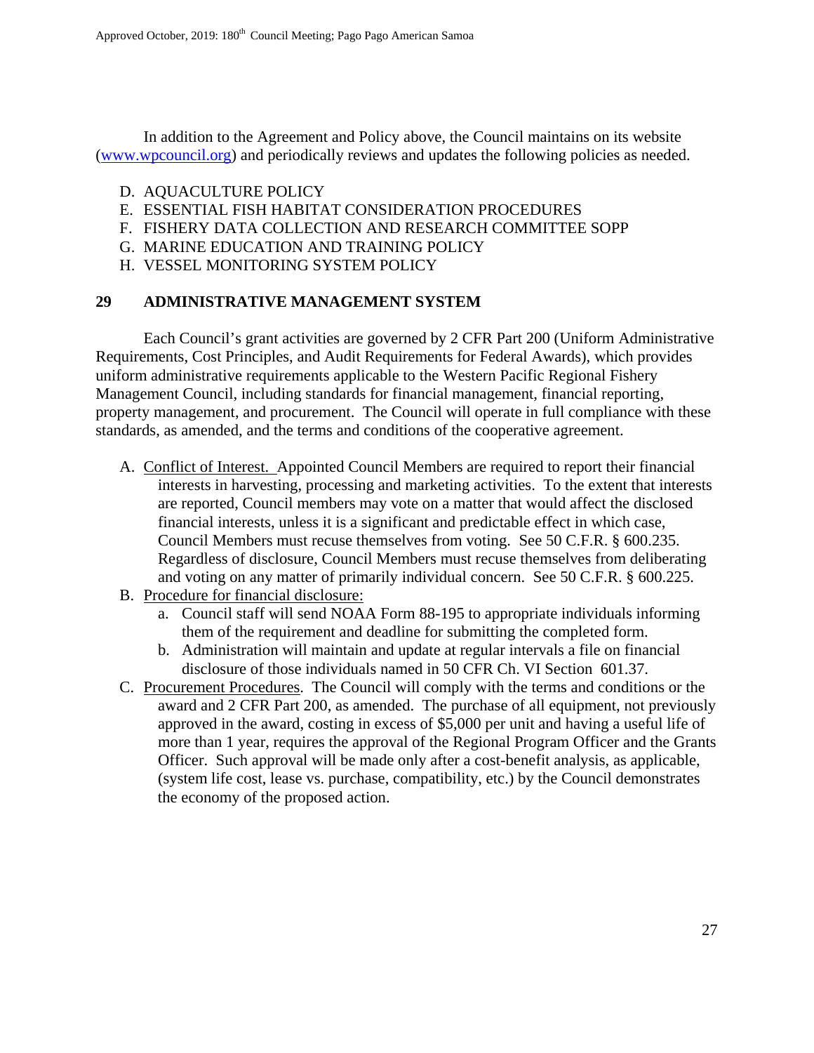In addition to the Agreement and Policy above, the Council maintains on its website (www.wpcouncil.org) and periodically reviews and updates the following policies as needed.

D. AQUACULTURE POLICY
E. ESSENTIAL FISH HABITAT CONSIDERATION PROCEDURES
F. FISHERY DATA COLLECTION AND RESEARCH COMMITTEE SOPP
G. MARINE EDUCATION AND TRAINING POLICY
H. VESSEL MONITORING SYSTEM POLICY

## 29 ADMINISTRATIVE MANAGEMENT SYSTEM

Each Council's grant activities are governed by 2 CFR Part 200 (Uniform Administrative Requirements, Cost Principles, and Audit Requirements for Federal Awards), which provides uniform administrative requirements applicable to the Western Pacific Regional Fishery Management Council, including standards for financial management, financial reporting, property management, and procurement. The Council will operate in full compliance with these standards, as amended, and the terms and conditions of the cooperative agreement.

A. Conflict of Interest. Appointed Council Members are required to report their financial interests in harvesting, processing and marketing activities. To the extent that interests are reported, Council members may vote on a matter that would affect the disclosed financial interests, unless it is a significant and predictable effect in which case, Council Members must recuse themselves from voting. See 50 C.F.R. § 600.235. Regardless of disclosure, Council Members must recuse themselves from deliberating and voting on any matter of primarily individual concern. See 50 C.F.R. § 600.225.
B. Procedure for financial disclosure:
   a. Council staff will send NOAA Form 88-195 to appropriate individuals informing them of the requirement and deadline for submitting the completed form.
   b. Administration will maintain and update at regular intervals a file on financial disclosure of those individuals named in 50 CFR Ch. VI Section 601.37.
C. Procurement Procedures. The Council will comply with the terms and conditions or the award and 2 CFR Part 200, as amended. The purchase of all equipment, not previously approved in the award, costing in excess of $5,000 per unit and having a useful life of more than 1 year, requires the approval of the Regional Program Officer and the Grants Officer. Such approval will be made only after a cost-benefit analysis, as applicable, (system life cost, lease vs. purchase, compatibility, etc.) by the Council demonstrates the economy of the proposed action.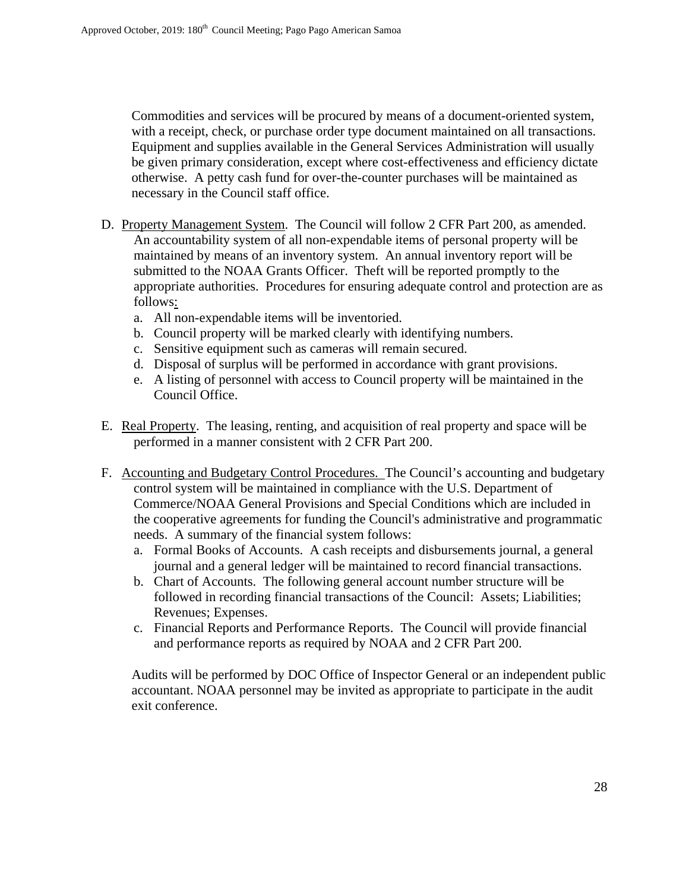Commodities and services will be procured by means of a document-oriented system, with a receipt, check, or purchase order type document maintained on all transactions. Equipment and supplies available in the General Services Administration will usually be given primary consideration, except where cost-effectiveness and efficiency dictate otherwise. A petty cash fund for over-the-counter purchases will be maintained as necessary in the Council staff office.

D. Property Management System. The Council will follow 2 CFR Part 200, as amended. An accountability system of all non-expendable items of personal property will be maintained by means of an inventory system. An annual inventory report will be submitted to the NOAA Grants Officer. Theft will be reported promptly to the appropriate authorities. Procedures for ensuring adequate control and protection are as follows:
   a. All non-expendable items will be inventoried.
   b. Council property will be marked clearly with identifying numbers.
   c. Sensitive equipment such as cameras will remain secured.
   d. Disposal of surplus will be performed in accordance with grant provisions.
   e. A listing of personnel with access to Council property will be maintained in the Council Office.

E. Real Property. The leasing, renting, and acquisition of real property and space will be performed in a manner consistent with 2 CFR Part 200.

F. Accounting and Budgetary Control Procedures. The Council's accounting and budgetary control system will be maintained in compliance with the U.S. Department of Commerce/NOAA General Provisions and Special Conditions which are included in the cooperative agreements for funding the Council's administrative and programmatic needs. A summary of the financial system follows:
   a. Formal Books of Accounts. A cash receipts and disbursements journal, a general journal and a general ledger will be maintained to record financial transactions.
   b. Chart of Accounts. The following general account number structure will be followed in recording financial transactions of the Council: Assets; Liabilities; Revenues; Expenses.
   c. Financial Reports and Performance Reports. The Council will provide financial and performance reports as required by NOAA and 2 CFR Part 200.

Audits will be performed by DOC Office of Inspector General or an independent public accountant. NOAA personnel may be invited as appropriate to participate in the audit exit conference.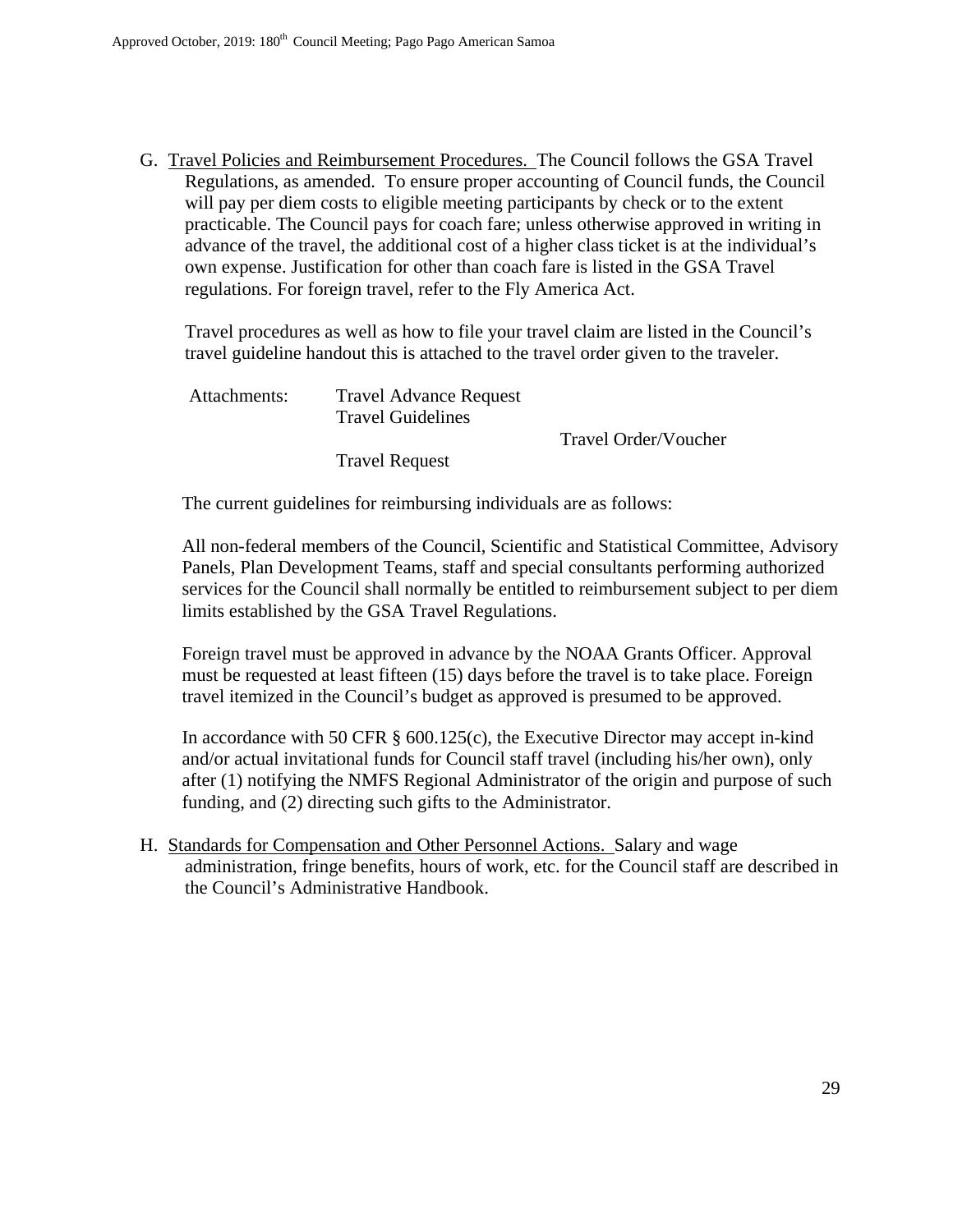G. Travel Policies and Reimbursement Procedures. The Council follows the GSA Travel Regulations, as amended. To ensure proper accounting of Council funds, the Council will pay per diem costs to eligible meeting participants by check or to the extent practicable. The Council pays for coach fare; unless otherwise approved in writing in advance of the travel, the additional cost of a higher class ticket is at the individual's own expense. Justification for other than coach fare is listed in the GSA Travel regulations. For foreign travel, refer to the Fly America Act.

Travel procedures as well as how to file your travel claim are listed in the Council's travel guideline handout this is attached to the travel order given to the traveler.

Attachments: Travel Advance Request
Travel Guidelines
Travel Order/Voucher
Travel Request

The current guidelines for reimbursing individuals are as follows:

All non-federal members of the Council, Scientific and Statistical Committee, Advisory Panels, Plan Development Teams, staff and special consultants performing authorized services for the Council shall normally be entitled to reimbursement subject to per diem limits established by the GSA Travel Regulations.

Foreign travel must be approved in advance by the NOAA Grants Officer. Approval must be requested at least fifteen (15) days before the travel is to take place. Foreign travel itemized in the Council's budget as approved is presumed to be approved.

In accordance with 50 CFR § 600.125(c), the Executive Director may accept in-kind and/or actual invitational funds for Council staff travel (including his/her own), only after (1) notifying the NMFS Regional Administrator of the origin and purpose of such funding, and (2) directing such gifts to the Administrator.

H. Standards for Compensation and Other Personnel Actions. Salary and wage administration, fringe benefits, hours of work, etc. for the Council staff are described in the Council's Administrative Handbook.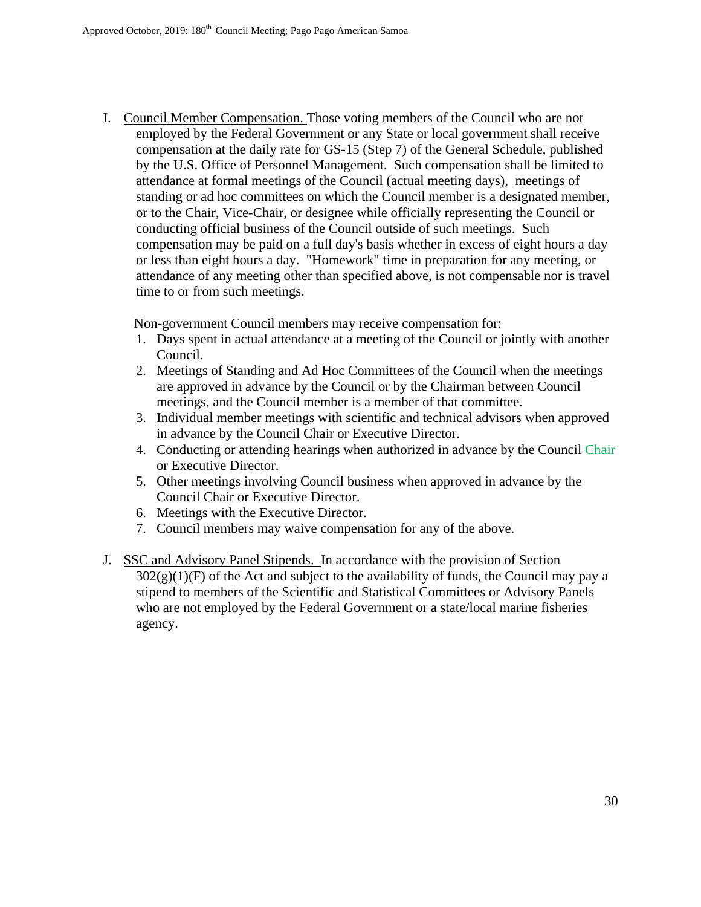I. Council Member Compensation. Those voting members of the Council who are not employed by the Federal Government or any State or local government shall receive compensation at the daily rate for GS-15 (Step 7) of the General Schedule, published by the U.S. Office of Personnel Management. Such compensation shall be limited to attendance at formal meetings of the Council (actual meeting days), meetings of standing or ad hoc committees on which the Council member is a designated member, or to the Chair, Vice-Chair, or designee while officially representing the Council or conducting official business of the Council outside of such meetings. Such compensation may be paid on a full day's basis whether in excess of eight hours a day or less than eight hours a day. "Homework" time in preparation for any meeting, or attendance of any meeting other than specified above, is not compensable nor is travel time to or from such meetings.

   Non-government Council members may receive compensation for:

   1. Days spent in actual attendance at a meeting of the Council or jointly with another Council.
   2. Meetings of Standing and Ad Hoc Committees of the Council when the meetings are approved in advance by the Council or by the Chairman between Council meetings, and the Council member is a member of that committee.
   3. Individual member meetings with scientific and technical advisors when approved in advance by the Council Chair or Executive Director.
   4. Conducting or attending hearings when authorized in advance by the Council Chair or Executive Director.
   5. Other meetings involving Council business when approved in advance by the Council Chair or Executive Director.
   6. Meetings with the Executive Director.
   7. Council members may waive compensation for any of the above.

J. SSC and Advisory Panel Stipends. In accordance with the provision of Section 302(g)(1)(F) of the Act and subject to the availability of funds, the Council may pay a stipend to members of the Scientific and Statistical Committees or Advisory Panels who are not employed by the Federal Government or a state/local marine fisheries agency.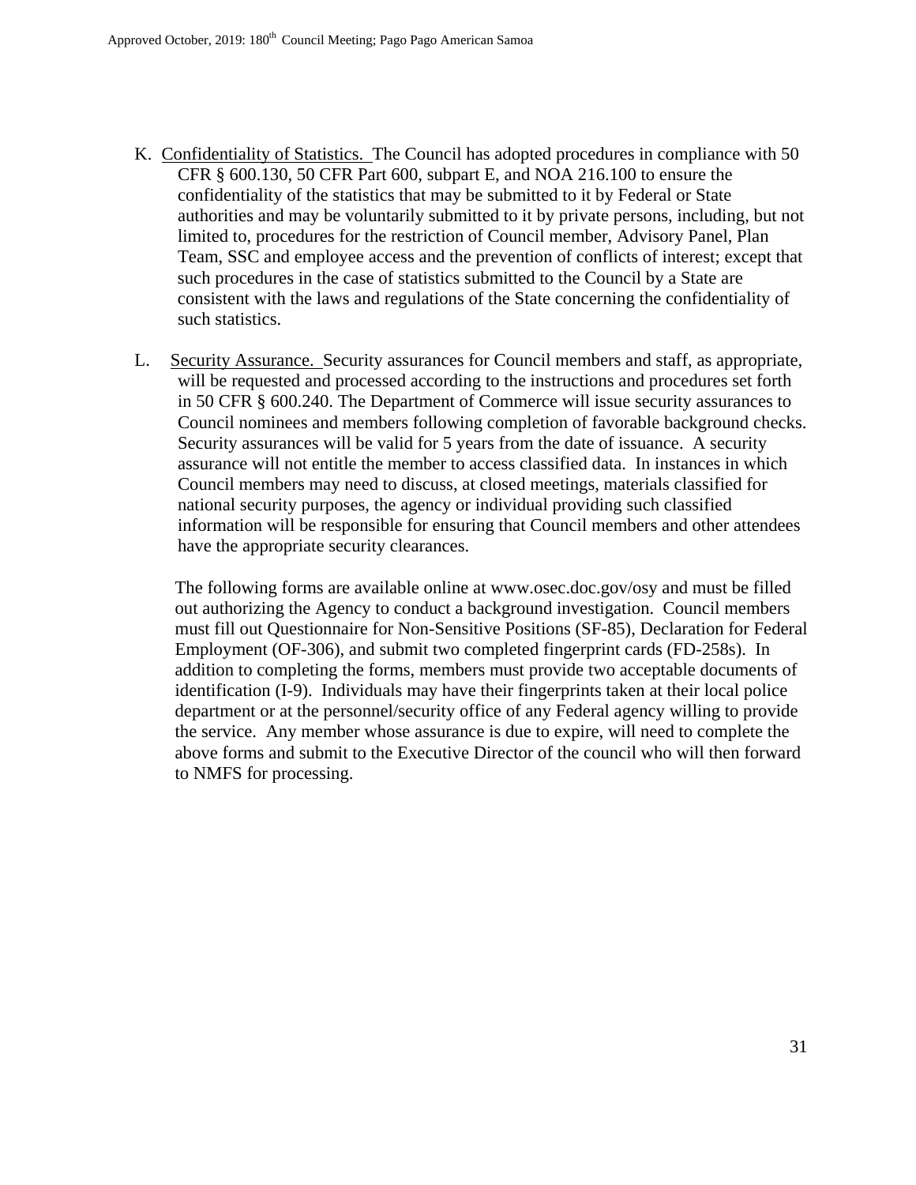K. Confidentiality of Statistics. The Council has adopted procedures in compliance with 50 CFR § 600.130, 50 CFR Part 600, subpart E, and NOA 216.100 to ensure the confidentiality of the statistics that may be submitted to it by Federal or State authorities and may be voluntarily submitted to it by private persons, including, but not limited to, procedures for the restriction of Council member, Advisory Panel, Plan Team, SSC and employee access and the prevention of conflicts of interest; except that such procedures in the case of statistics submitted to the Council by a State are consistent with the laws and regulations of the State concerning the confidentiality of such statistics.

L. Security Assurance. Security assurances for Council members and staff, as appropriate, will be requested and processed according to the instructions and procedures set forth in 50 CFR § 600.240. The Department of Commerce will issue security assurances to Council nominees and members following completion of favorable background checks. Security assurances will be valid for 5 years from the date of issuance. A security assurance will not entitle the member to access classified data. In instances in which Council members may need to discuss, at closed meetings, materials classified for national security purposes, the agency or individual providing such classified information will be responsible for ensuring that Council members and other attendees have the appropriate security clearances.

The following forms are available online at www.osec.doc.gov/osy and must be filled out authorizing the Agency to conduct a background investigation. Council members must fill out Questionnaire for Non-Sensitive Positions (SF-85), Declaration for Federal Employment (OF-306), and submit two completed fingerprint cards (FD-258s). In addition to completing the forms, members must provide two acceptable documents of identification (I-9). Individuals may have their fingerprints taken at their local police department or at the personnel/security office of any Federal agency willing to provide the service. Any member whose assurance is due to expire, will need to complete the above forms and submit to the Executive Director of the council who will then forward to NMFS for processing.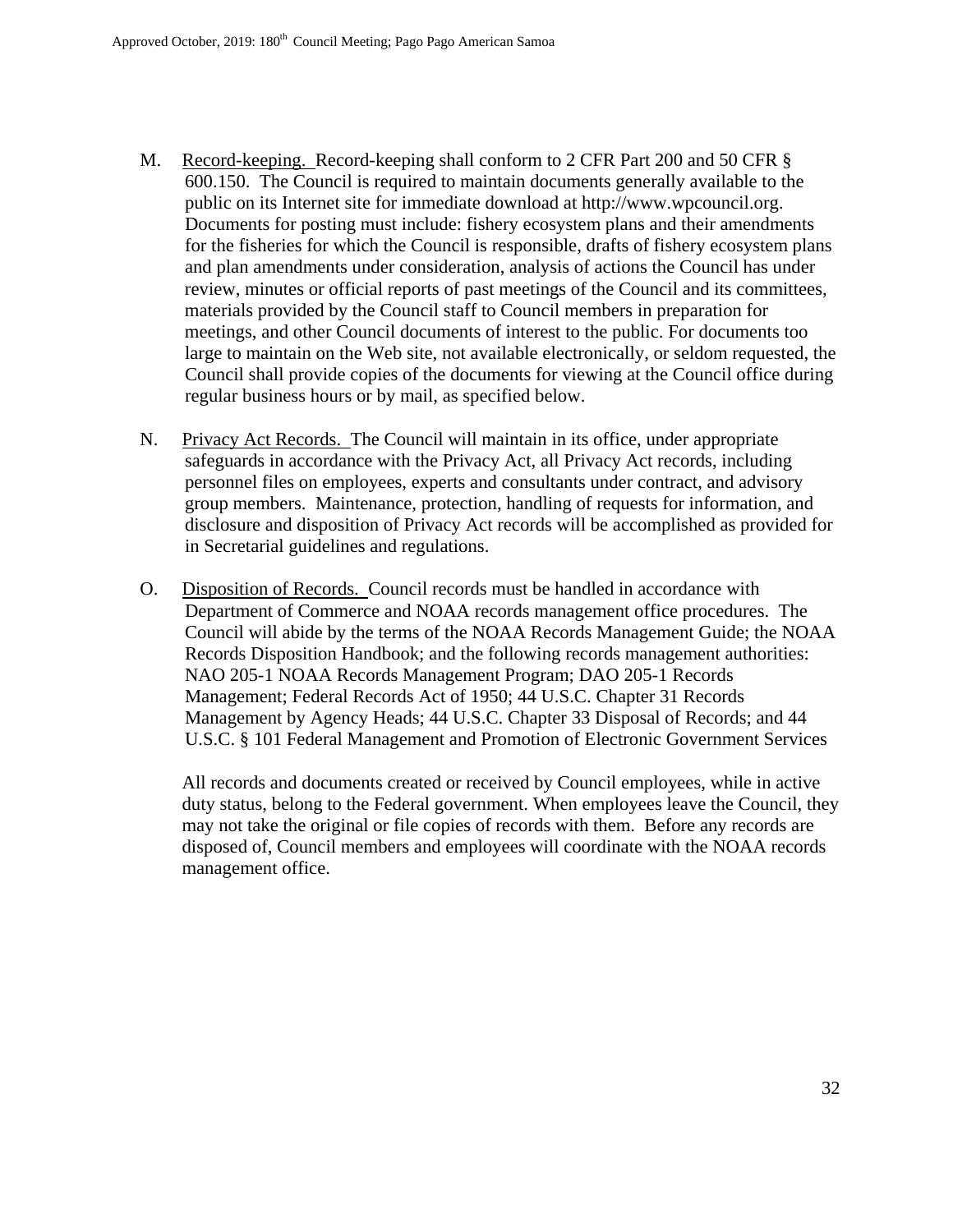M. Record-keeping. Record-keeping shall conform to 2 CFR Part 200 and 50 CFR § 600.150. The Council is required to maintain documents generally available to the public on its Internet site for immediate download at http://www.wpcouncil.org. Documents for posting must include: fishery ecosystem plans and their amendments for the fisheries for which the Council is responsible, drafts of fishery ecosystem plans and plan amendments under consideration, analysis of actions the Council has under review, minutes or official reports of past meetings of the Council and its committees, materials provided by the Council staff to Council members in preparation for meetings, and other Council documents of interest to the public. For documents too large to maintain on the Web site, not available electronically, or seldom requested, the Council shall provide copies of the documents for viewing at the Council office during regular business hours or by mail, as specified below.

N. Privacy Act Records. The Council will maintain in its office, under appropriate safeguards in accordance with the Privacy Act, all Privacy Act records, including personnel files on employees, experts and consultants under contract, and advisory group members. Maintenance, protection, handling of requests for information, and disclosure and disposition of Privacy Act records will be accomplished as provided for in Secretarial guidelines and regulations.

O. Disposition of Records. Council records must be handled in accordance with Department of Commerce and NOAA records management office procedures. The Council will abide by the terms of the NOAA Records Management Guide; the NOAA Records Disposition Handbook; and the following records management authorities: NAO 205-1 NOAA Records Management Program; DAO 205-1 Records Management; Federal Records Act of 1950; 44 U.S.C. Chapter 31 Records Management by Agency Heads; 44 U.S.C. Chapter 33 Disposal of Records; and 44 U.S.C. § 101 Federal Management and Promotion of Electronic Government Services

All records and documents created or received by Council employees, while in active duty status, belong to the Federal government. When employees leave the Council, they may not take the original or file copies of records with them. Before any records are disposed of, Council members and employees will coordinate with the NOAA records management office.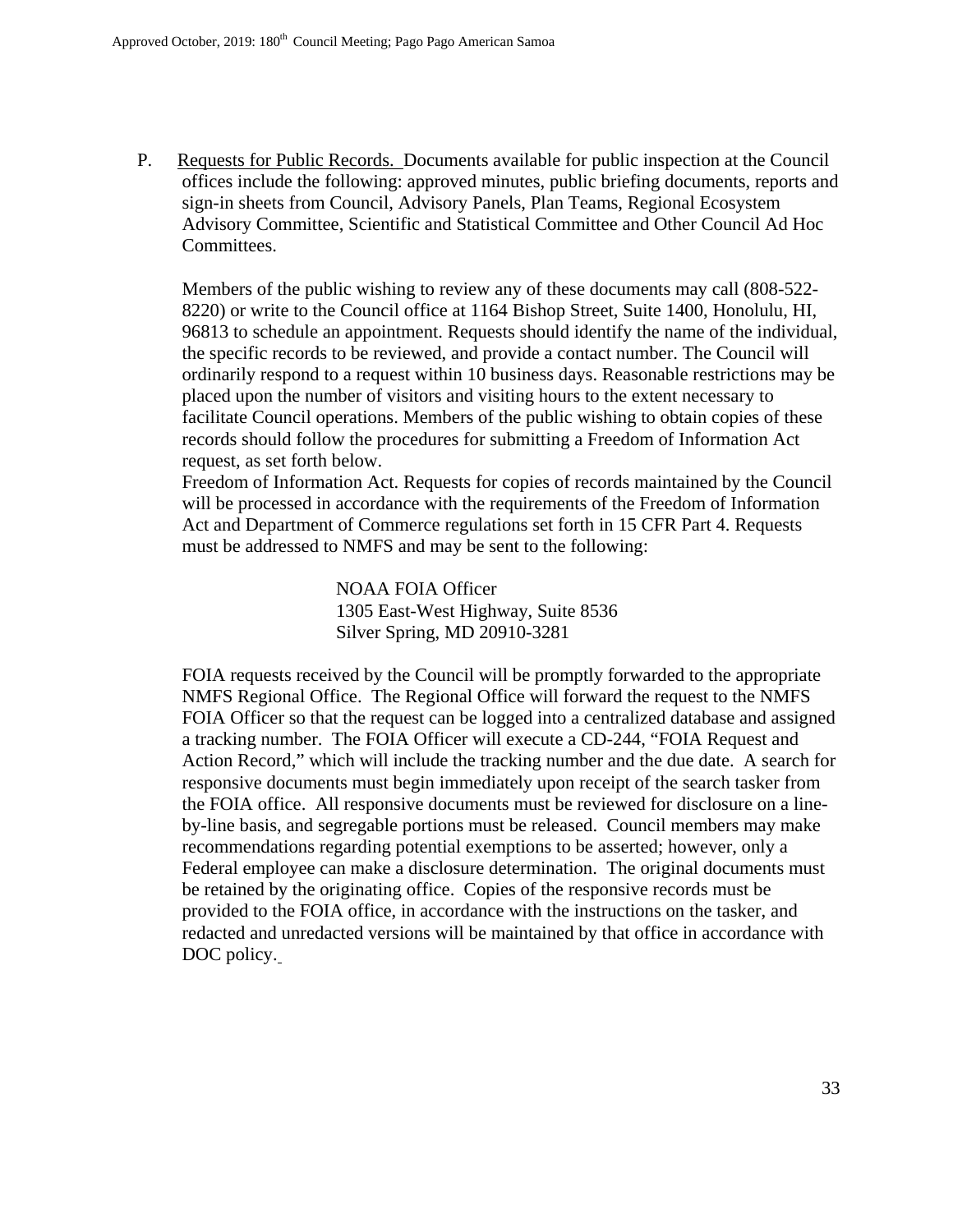P. <u>Requests for Public Records.</u> Documents available for public inspection at the Council offices include the following: approved minutes, public briefing documents, reports and sign-in sheets from Council, Advisory Panels, Plan Teams, Regional Ecosystem Advisory Committee, Scientific and Statistical Committee and Other Council Ad Hoc Committees.

Members of the public wishing to review any of these documents may call (808-522-8220) or write to the Council office at 1164 Bishop Street, Suite 1400, Honolulu, HI, 96813 to schedule an appointment. Requests should identify the name of the individual, the specific records to be reviewed, and provide a contact number. The Council will ordinarily respond to a request within 10 business days. Reasonable restrictions may be placed upon the number of visitors and visiting hours to the extent necessary to facilitate Council operations. Members of the public wishing to obtain copies of these records should follow the procedures for submitting a Freedom of Information Act request, as set forth below.

Freedom of Information Act. Requests for copies of records maintained by the Council will be processed in accordance with the requirements of the Freedom of Information Act and Department of Commerce regulations set forth in 15 CFR Part 4. Requests must be addressed to NMFS and may be sent to the following:

NOAA FOIA Officer
1305 East-West Highway, Suite 8536
Silver Spring, MD 20910-3281

FOIA requests received by the Council will be promptly forwarded to the appropriate NMFS Regional Office. The Regional Office will forward the request to the NMFS FOIA Officer so that the request can be logged into a centralized database and assigned a tracking number. The FOIA Officer will execute a CD-244, "FOIA Request and Action Record," which will include the tracking number and the due date. A search for responsive documents must begin immediately upon receipt of the search tasker from the FOIA office. All responsive documents must be reviewed for disclosure on a line-by-line basis, and segregable portions must be released. Council members may make recommendations regarding potential exemptions to be asserted; however, only a Federal employee can make a disclosure determination. The original documents must be retained by the originating office. Copies of the responsive records must be provided to the FOIA office, in accordance with the instructions on the tasker, and redacted and unredacted versions will be maintained by that office in accordance with DOC policy.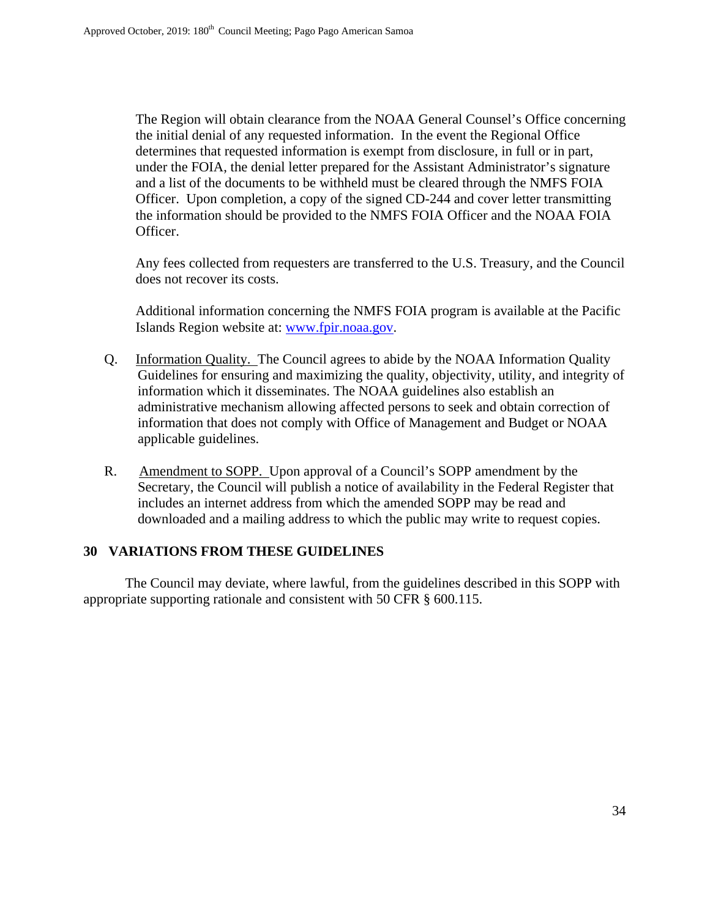The Region will obtain clearance from the NOAA General Counsel's Office concerning the initial denial of any requested information. In the event the Regional Office determines that requested information is exempt from disclosure, in full or in part, under the FOIA, the denial letter prepared for the Assistant Administrator's signature and a list of the documents to be withheld must be cleared through the NMFS FOIA Officer. Upon completion, a copy of the signed CD-244 and cover letter transmitting the information should be provided to the NMFS FOIA Officer and the NOAA FOIA Officer.

Any fees collected from requesters are transferred to the U.S. Treasury, and the Council does not recover its costs.

Additional information concerning the NMFS FOIA program is available at the Pacific Islands Region website at: www.fpir.noaa.gov.

Q. Information Quality. The Council agrees to abide by the NOAA Information Quality Guidelines for ensuring and maximizing the quality, objectivity, utility, and integrity of information which it disseminates. The NOAA guidelines also establish an administrative mechanism allowing affected persons to seek and obtain correction of information that does not comply with Office of Management and Budget or NOAA applicable guidelines.

R. Amendment to SOPP. Upon approval of a Council's SOPP amendment by the Secretary, the Council will publish a notice of availability in the Federal Register that includes an internet address from which the amended SOPP may be read and downloaded and a mailing address to which the public may write to request copies.

## 30 VARIATIONS FROM THESE GUIDELINES

The Council may deviate, where lawful, from the guidelines described in this SOPP with appropriate supporting rationale and consistent with 50 CFR § 600.115.